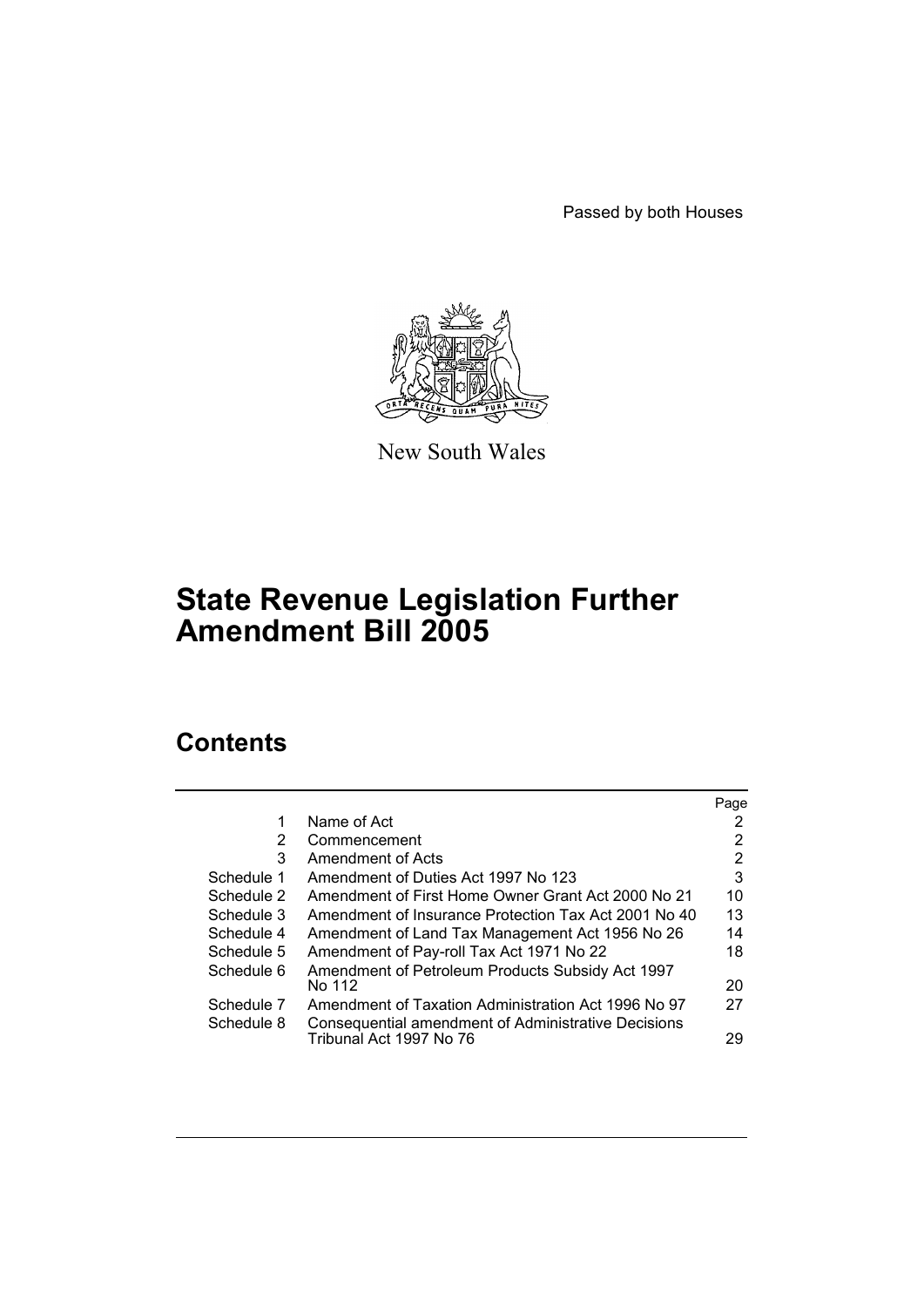Passed by both Houses

New South Wales

# State Revenue Legislation Further Amendment Bill 2005

## Contents

| | | Page |
|---|---|---|
| 1 | Name of Act | 2 |
| 2 | Commencement | 2 |
| 3 | Amendment of Acts | 2 |
| Schedule 1 | Amendment of Duties Act 1997 No 123 | 3 |
| Schedule 2 | Amendment of First Home Owner Grant Act 2000 No 21 | 10 |
| Schedule 3 | Amendment of Insurance Protection Tax Act 2001 No 40 | 13 |
| Schedule 4 | Amendment of Land Tax Management Act 1956 No 26 | 14 |
| Schedule 5 | Amendment of Pay-roll Tax Act 1971 No 22 | 18 |
| Schedule 6 | Amendment of Petroleum Products Subsidy Act 1997 No 112 | 20 |
| Schedule 7 | Amendment of Taxation Administration Act 1996 No 97 | 27 |
| Schedule 8 | Consequential amendment of Administrative Decisions Tribunal Act 1997 No 76 | 29 |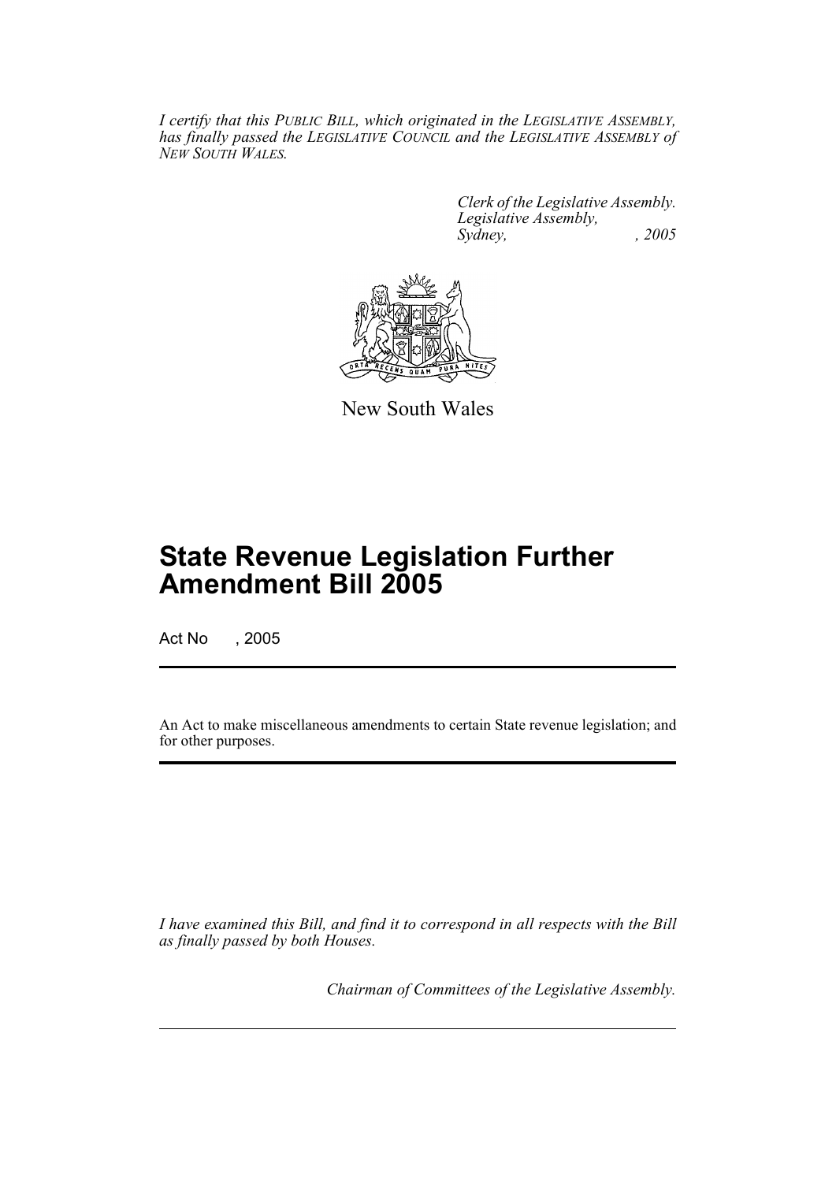*I certify that this PUBLIC BILL, which originated in the LEGISLATIVE ASSEMBLY, has finally passed the LEGISLATIVE COUNCIL and the LEGISLATIVE ASSEMBLY of NEW SOUTH WALES.*

*Clerk of the Legislative Assembly.*
*Legislative Assembly,*
*Sydney, , 2005*

New South Wales

# State Revenue Legislation Further Amendment Bill 2005

Act No , 2005

An Act to make miscellaneous amendments to certain State revenue legislation; and for other purposes.

*I have examined this Bill, and find it to correspond in all respects with the Bill as finally passed by both Houses.*

*Chairman of Committees of the Legislative Assembly.*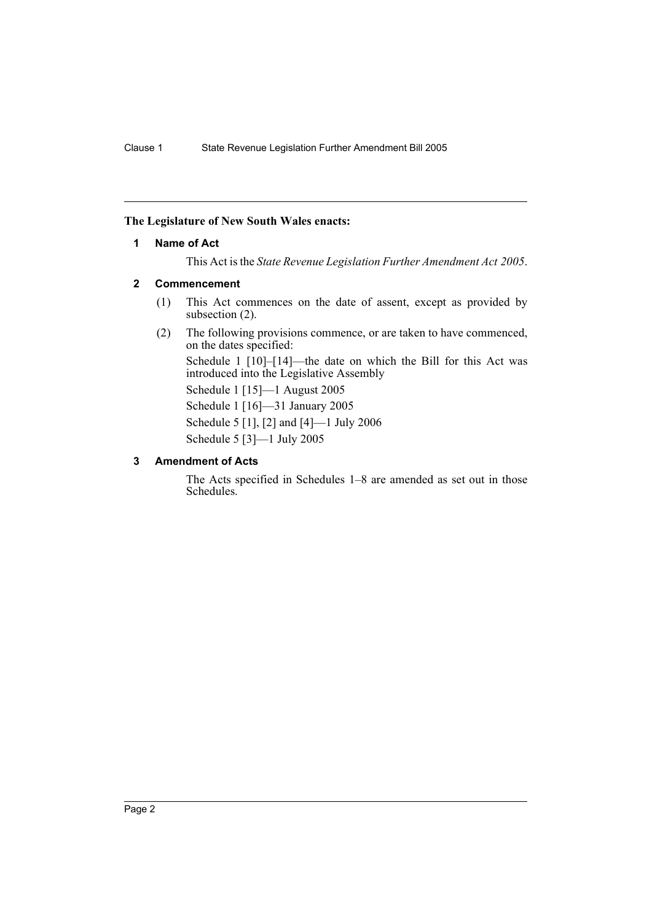**The Legislature of New South Wales enacts:**

### 1 Name of Act

This Act is the *State Revenue Legislation Further Amendment Act 2005*.

### 2 Commencement

(1) This Act commences on the date of assent, except as provided by subsection (2).

(2) The following provisions commence, or are taken to have commenced, on the dates specified:

Schedule 1 [10]–[14]—the date on which the Bill for this Act was introduced into the Legislative Assembly

Schedule 1 [15]—1 August 2005

Schedule 1 [16]—31 January 2005

Schedule 5 [1], [2] and [4]—1 July 2006

Schedule 5 [3]—1 July 2005

### 3 Amendment of Acts

The Acts specified in Schedules 1–8 are amended as set out in those Schedules.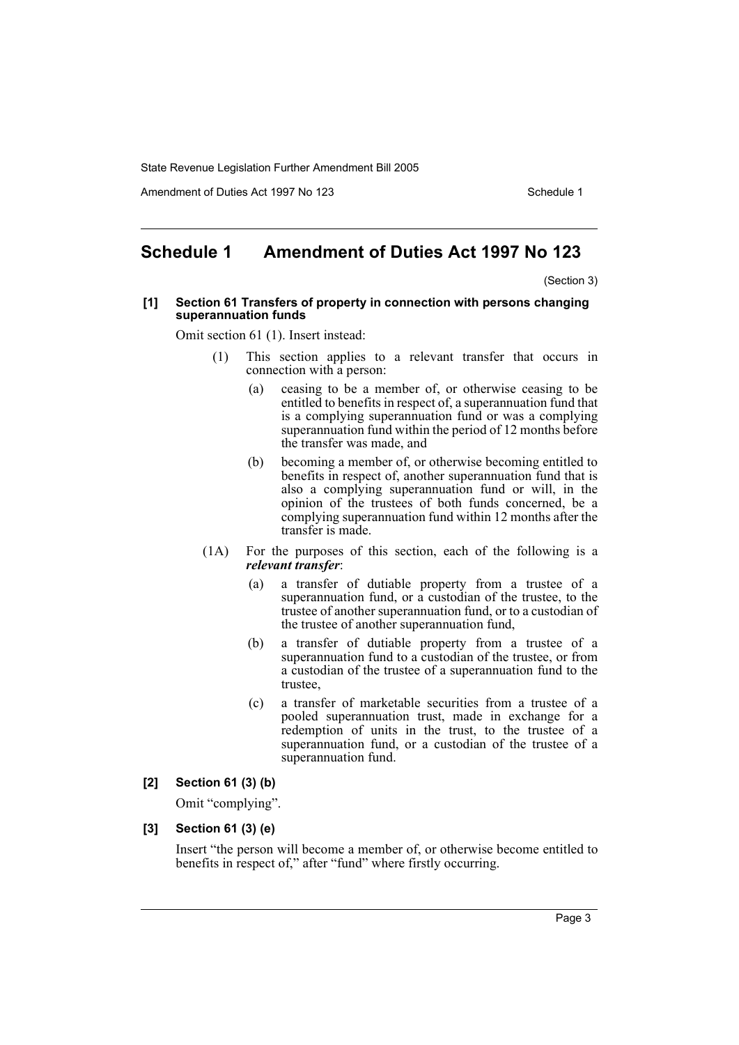# Schedule 1 Amendment of Duties Act 1997 No 123

(Section 3)

**[1] Section 61 Transfers of property in connection with persons changing superannuation funds**

Omit section 61 (1). Insert instead:

(1) This section applies to a relevant transfer that occurs in connection with a person:

(a) ceasing to be a member of, or otherwise ceasing to be entitled to benefits in respect of, a superannuation fund that is a complying superannuation fund or was a complying superannuation fund within the period of 12 months before the transfer was made, and

(b) becoming a member of, or otherwise becoming entitled to benefits in respect of, another superannuation fund that is also a complying superannuation fund or will, in the opinion of the trustees of both funds concerned, be a complying superannuation fund within 12 months after the transfer is made.

(1A) For the purposes of this section, each of the following is a ***relevant transfer***:

(a) a transfer of dutiable property from a trustee of a superannuation fund, or a custodian of the trustee, to the trustee of another superannuation fund, or to a custodian of the trustee of another superannuation fund,

(b) a transfer of dutiable property from a trustee of a superannuation fund to a custodian of the trustee, or from a custodian of the trustee of a superannuation fund to the trustee,

(c) a transfer of marketable securities from a trustee of a pooled superannuation trust, made in exchange for a redemption of units in the trust, to the trustee of a superannuation fund, or a custodian of the trustee of a superannuation fund.

**[2] Section 61 (3) (b)**

Omit "complying".

**[3] Section 61 (3) (e)**

Insert "the person will become a member of, or otherwise become entitled to benefits in respect of," after "fund" where firstly occurring.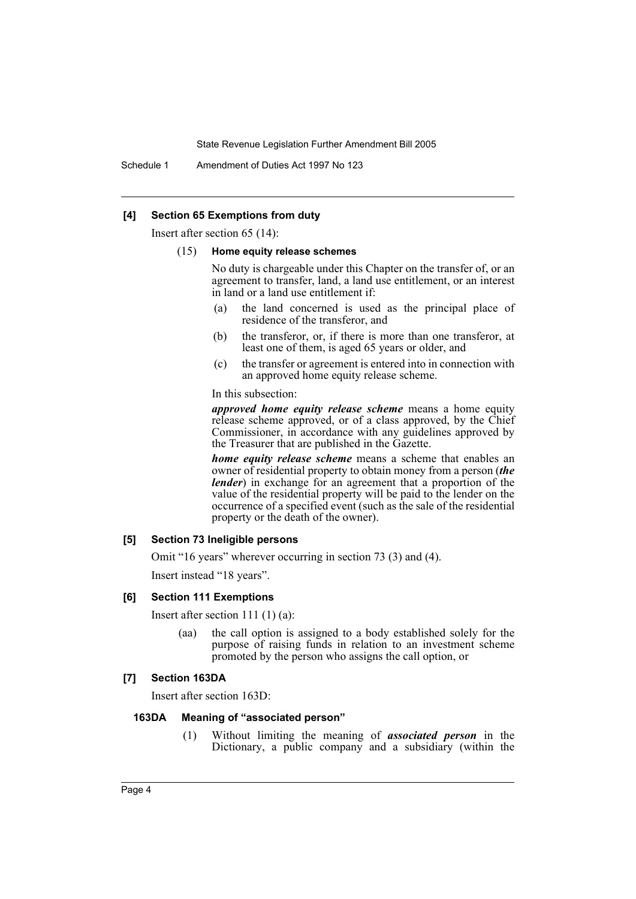#### [4] Section 65 Exemptions from duty

Insert after section 65 (14):

(15) **Home equity release schemes**

No duty is chargeable under this Chapter on the transfer of, or an agreement to transfer, land, a land use entitlement, or an interest in land or a land use entitlement if:

(a) the land concerned is used as the principal place of residence of the transferor, and

(b) the transferor, or, if there is more than one transferor, at least one of them, is aged 65 years or older, and

(c) the transfer or agreement is entered into in connection with an approved home equity release scheme.

In this subsection:

***approved home equity release scheme*** means a home equity release scheme approved, or of a class approved, by the Chief Commissioner, in accordance with any guidelines approved by the Treasurer that are published in the Gazette.

***home equity release scheme*** means a scheme that enables an owner of residential property to obtain money from a person (***the lender***) in exchange for an agreement that a proportion of the value of the residential property will be paid to the lender on the occurrence of a specified event (such as the sale of the residential property or the death of the owner).

#### [5] Section 73 Ineligible persons

Omit "16 years" wherever occurring in section 73 (3) and (4).

Insert instead "18 years".

#### [6] Section 111 Exemptions

Insert after section 111 (1) (a):

(aa) the call option is assigned to a body established solely for the purpose of raising funds in relation to an investment scheme promoted by the person who assigns the call option, or

#### [7] Section 163DA

Insert after section 163D:

##### 163DA Meaning of "associated person"

(1) Without limiting the meaning of ***associated person*** in the Dictionary, a public company and a subsidiary (within the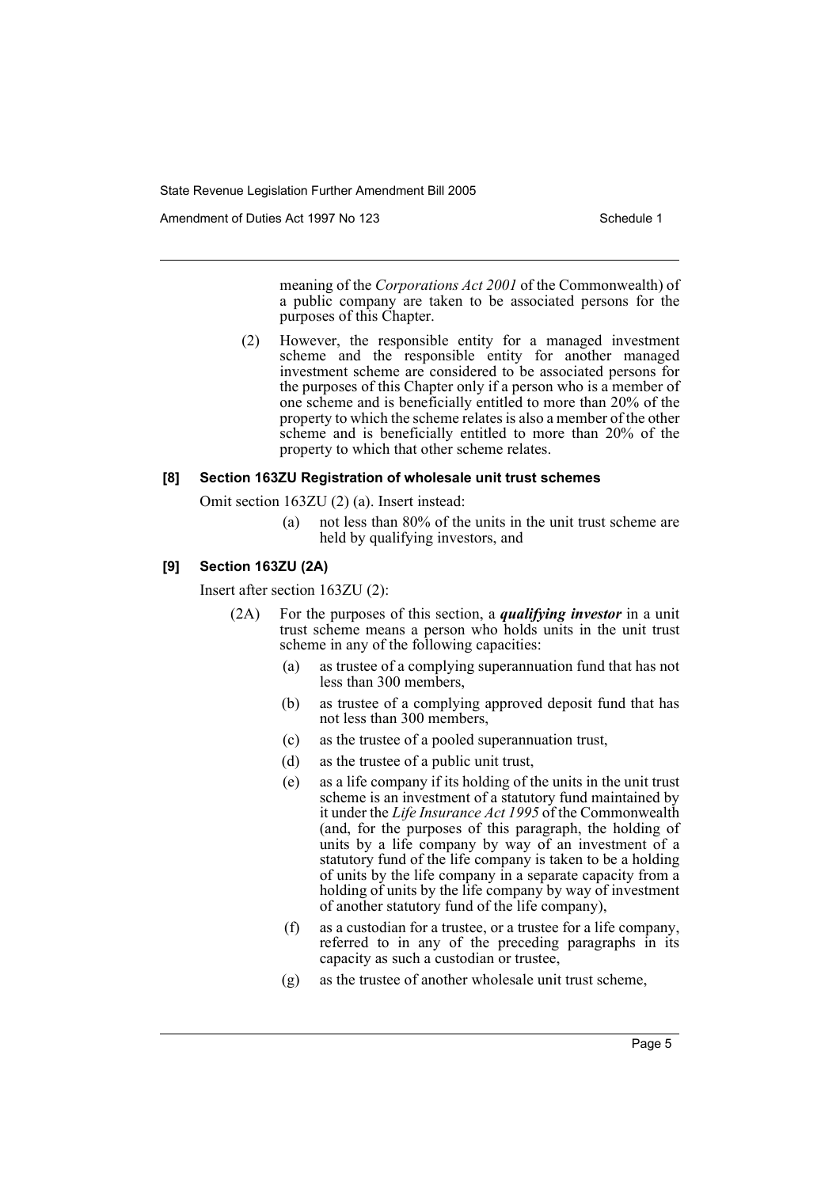meaning of the *Corporations Act 2001* of the Commonwealth) of a public company are taken to be associated persons for the purposes of this Chapter.

(2) However, the responsible entity for a managed investment scheme and the responsible entity for another managed investment scheme are considered to be associated persons for the purposes of this Chapter only if a person who is a member of one scheme and is beneficially entitled to more than 20% of the property to which the scheme relates is also a member of the other scheme and is beneficially entitled to more than 20% of the property to which that other scheme relates.

#### [8] Section 163ZU Registration of wholesale unit trust schemes

Omit section 163ZU (2) (a). Insert instead:

(a) not less than 80% of the units in the unit trust scheme are held by qualifying investors, and

#### [9] Section 163ZU (2A)

Insert after section 163ZU (2):

(2A) For the purposes of this section, a ***qualifying investor*** in a unit trust scheme means a person who holds units in the unit trust scheme in any of the following capacities:

(a) as trustee of a complying superannuation fund that has not less than 300 members,

(b) as trustee of a complying approved deposit fund that has not less than 300 members,

(c) as the trustee of a pooled superannuation trust,

(d) as the trustee of a public unit trust,

(e) as a life company if its holding of the units in the unit trust scheme is an investment of a statutory fund maintained by it under the *Life Insurance Act 1995* of the Commonwealth (and, for the purposes of this paragraph, the holding of units by a life company by way of an investment of a statutory fund of the life company is taken to be a holding of units by the life company in a separate capacity from a holding of units by the life company by way of investment of another statutory fund of the life company),

(f) as a custodian for a trustee, or a trustee for a life company, referred to in any of the preceding paragraphs in its capacity as such a custodian or trustee,

(g) as the trustee of another wholesale unit trust scheme,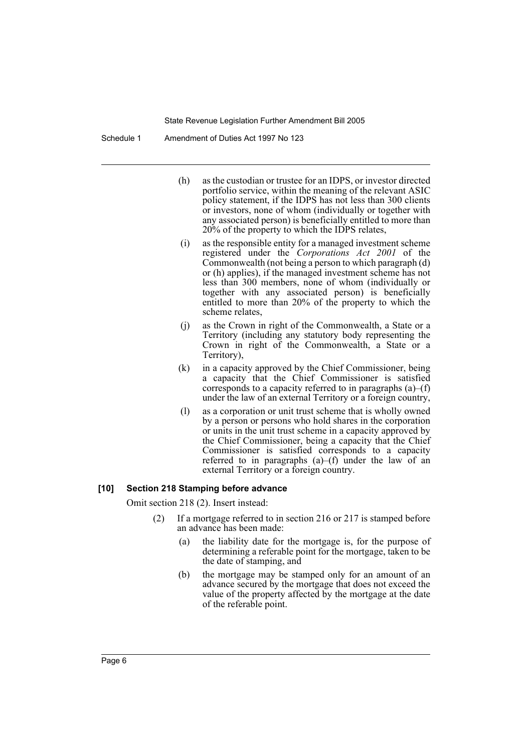(h) as the custodian or trustee for an IDPS, or investor directed portfolio service, within the meaning of the relevant ASIC policy statement, if the IDPS has not less than 300 clients or investors, none of whom (individually or together with any associated person) is beneficially entitled to more than 20% of the property to which the IDPS relates,

(i) as the responsible entity for a managed investment scheme registered under the *Corporations Act 2001* of the Commonwealth (not being a person to which paragraph (d) or (h) applies), if the managed investment scheme has not less than 300 members, none of whom (individually or together with any associated person) is beneficially entitled to more than 20% of the property to which the scheme relates,

(j) as the Crown in right of the Commonwealth, a State or a Territory (including any statutory body representing the Crown in right of the Commonwealth, a State or a Territory),

(k) in a capacity approved by the Chief Commissioner, being a capacity that the Chief Commissioner is satisfied corresponds to a capacity referred to in paragraphs (a)–(f) under the law of an external Territory or a foreign country,

(l) as a corporation or unit trust scheme that is wholly owned by a person or persons who hold shares in the corporation or units in the unit trust scheme in a capacity approved by the Chief Commissioner, being a capacity that the Chief Commissioner is satisfied corresponds to a capacity referred to in paragraphs (a)–(f) under the law of an external Territory or a foreign country.

**[10] Section 218 Stamping before advance**

Omit section 218 (2). Insert instead:

(2) If a mortgage referred to in section 216 or 217 is stamped before an advance has been made:

(a) the liability date for the mortgage is, for the purpose of determining a referable point for the mortgage, taken to be the date of stamping, and

(b) the mortgage may be stamped only for an amount of an advance secured by the mortgage that does not exceed the value of the property affected by the mortgage at the date of the referable point.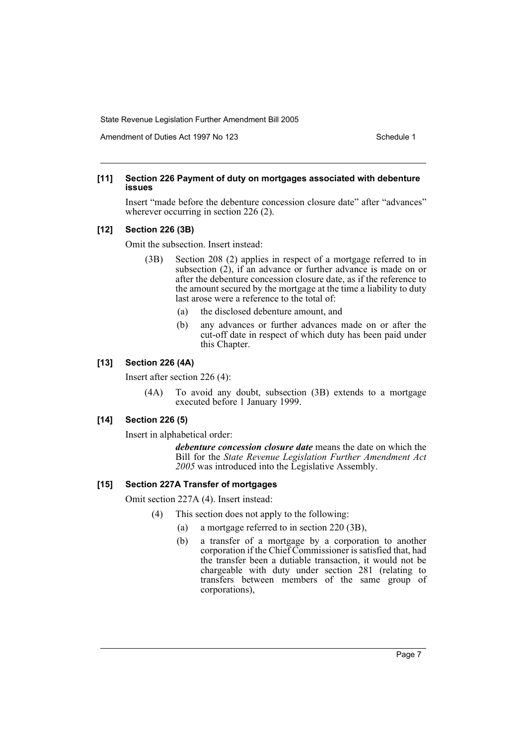**[11] Section 226 Payment of duty on mortgages associated with debenture issues**

Insert "made before the debenture concession closure date" after "advances" wherever occurring in section 226 (2).

**[12] Section 226 (3B)**

Omit the subsection. Insert instead:

(3B) Section 208 (2) applies in respect of a mortgage referred to in subsection (2), if an advance or further advance is made on or after the debenture concession closure date, as if the reference to the amount secured by the mortgage at the time a liability to duty last arose were a reference to the total of:

(a) the disclosed debenture amount, and

(b) any advances or further advances made on or after the cut-off date in respect of which duty has been paid under this Chapter.

**[13] Section 226 (4A)**

Insert after section 226 (4):

(4A) To avoid any doubt, subsection (3B) extends to a mortgage executed before 1 January 1999.

**[14] Section 226 (5)**

Insert in alphabetical order:

***debenture concession closure date*** means the date on which the Bill for the *State Revenue Legislation Further Amendment Act 2005* was introduced into the Legislative Assembly.

**[15] Section 227A Transfer of mortgages**

Omit section 227A (4). Insert instead:

(4) This section does not apply to the following:

(a) a mortgage referred to in section 220 (3B),

(b) a transfer of a mortgage by a corporation to another corporation if the Chief Commissioner is satisfied that, had the transfer been a dutiable transaction, it would not be chargeable with duty under section 281 (relating to transfers between members of the same group of corporations),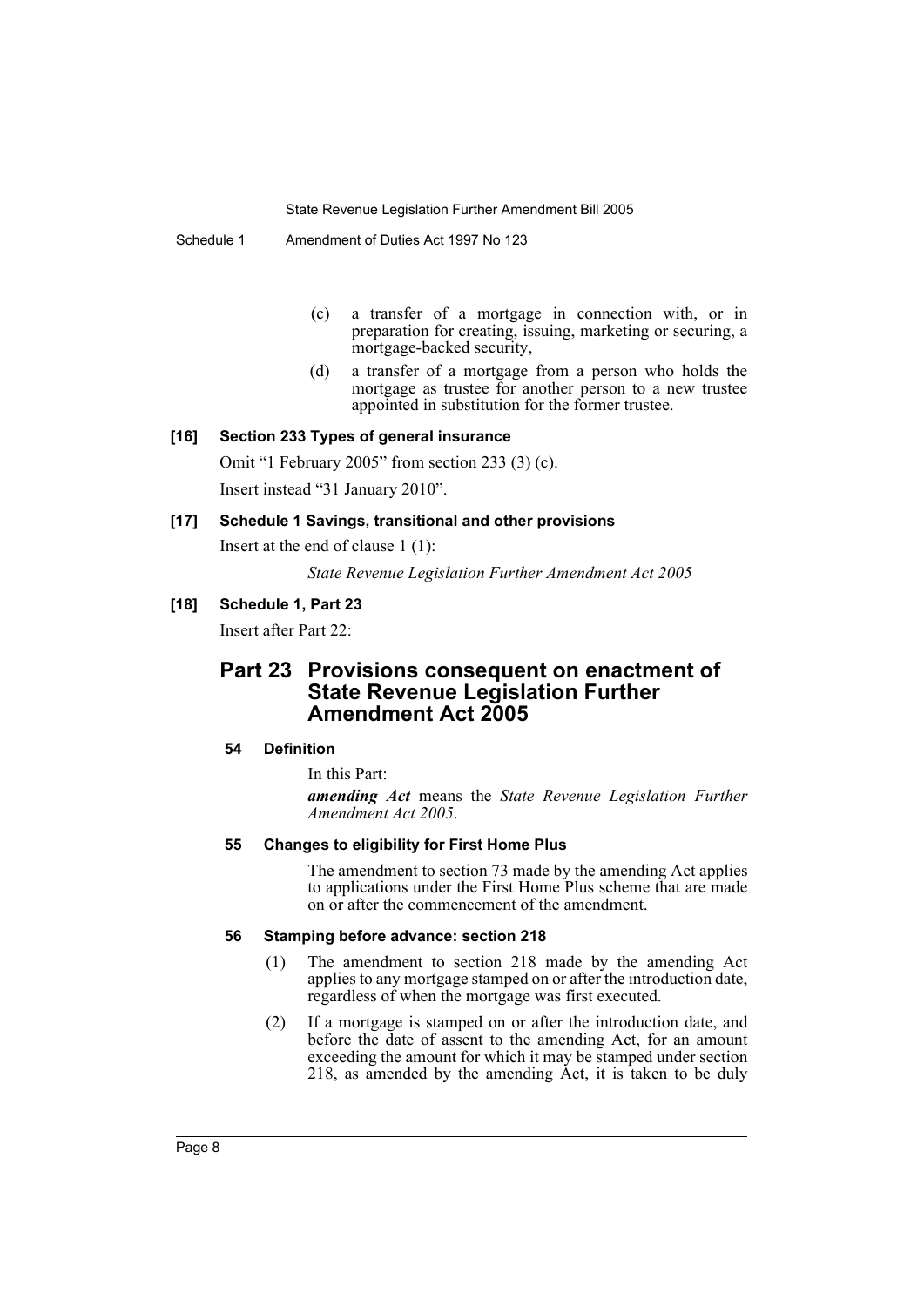(c) a transfer of a mortgage in connection with, or in preparation for creating, issuing, marketing or securing, a mortgage-backed security,

(d) a transfer of a mortgage from a person who holds the mortgage as trustee for another person to a new trustee appointed in substitution for the former trustee.

### [16] Section 233 Types of general insurance

Omit "1 February 2005" from section 233 (3) (c).

Insert instead "31 January 2010".

### [17] Schedule 1 Savings, transitional and other provisions

Insert at the end of clause 1 (1):

*State Revenue Legislation Further Amendment Act 2005*

### [18] Schedule 1, Part 23

Insert after Part 22:

## Part 23 Provisions consequent on enactment of State Revenue Legislation Further Amendment Act 2005

#### 54 Definition

In this Part:

***amending Act*** means the *State Revenue Legislation Further Amendment Act 2005*.

#### 55 Changes to eligibility for First Home Plus

The amendment to section 73 made by the amending Act applies to applications under the First Home Plus scheme that are made on or after the commencement of the amendment.

#### 56 Stamping before advance: section 218

(1) The amendment to section 218 made by the amending Act applies to any mortgage stamped on or after the introduction date, regardless of when the mortgage was first executed.

(2) If a mortgage is stamped on or after the introduction date, and before the date of assent to the amending Act, for an amount exceeding the amount for which it may be stamped under section 218, as amended by the amending Act, it is taken to be duly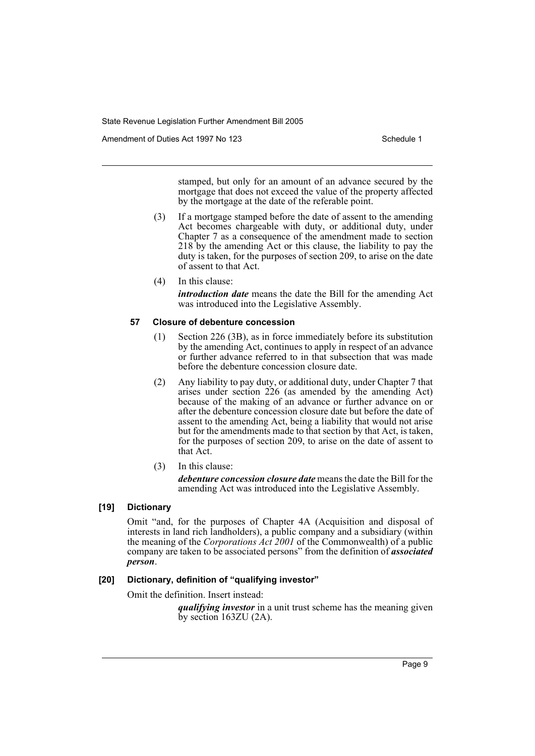stamped, but only for an amount of an advance secured by the mortgage that does not exceed the value of the property affected by the mortgage at the date of the referable point.

(3) If a mortgage stamped before the date of assent to the amending Act becomes chargeable with duty, or additional duty, under Chapter 7 as a consequence of the amendment made to section 218 by the amending Act or this clause, the liability to pay the duty is taken, for the purposes of section 209, to arise on the date of assent to that Act.

(4) In this clause:

***introduction date*** means the date the Bill for the amending Act was introduced into the Legislative Assembly.

#### 57 Closure of debenture concession

(1) Section 226 (3B), as in force immediately before its substitution by the amending Act, continues to apply in respect of an advance or further advance referred to in that subsection that was made before the debenture concession closure date.

(2) Any liability to pay duty, or additional duty, under Chapter 7 that arises under section 226 (as amended by the amending Act) because of the making of an advance or further advance on or after the debenture concession closure date but before the date of assent to the amending Act, being a liability that would not arise but for the amendments made to that section by that Act, is taken, for the purposes of section 209, to arise on the date of assent to that Act.

(3) In this clause:

***debenture concession closure date*** means the date the Bill for the amending Act was introduced into the Legislative Assembly.

### [19] Dictionary

Omit "and, for the purposes of Chapter 4A (Acquisition and disposal of interests in land rich landholders), a public company and a subsidiary (within the meaning of the *Corporations Act 2001* of the Commonwealth) of a public company are taken to be associated persons" from the definition of ***associated person***.

### [20] Dictionary, definition of "qualifying investor"

Omit the definition. Insert instead:

***qualifying investor*** in a unit trust scheme has the meaning given by section 163ZU (2A).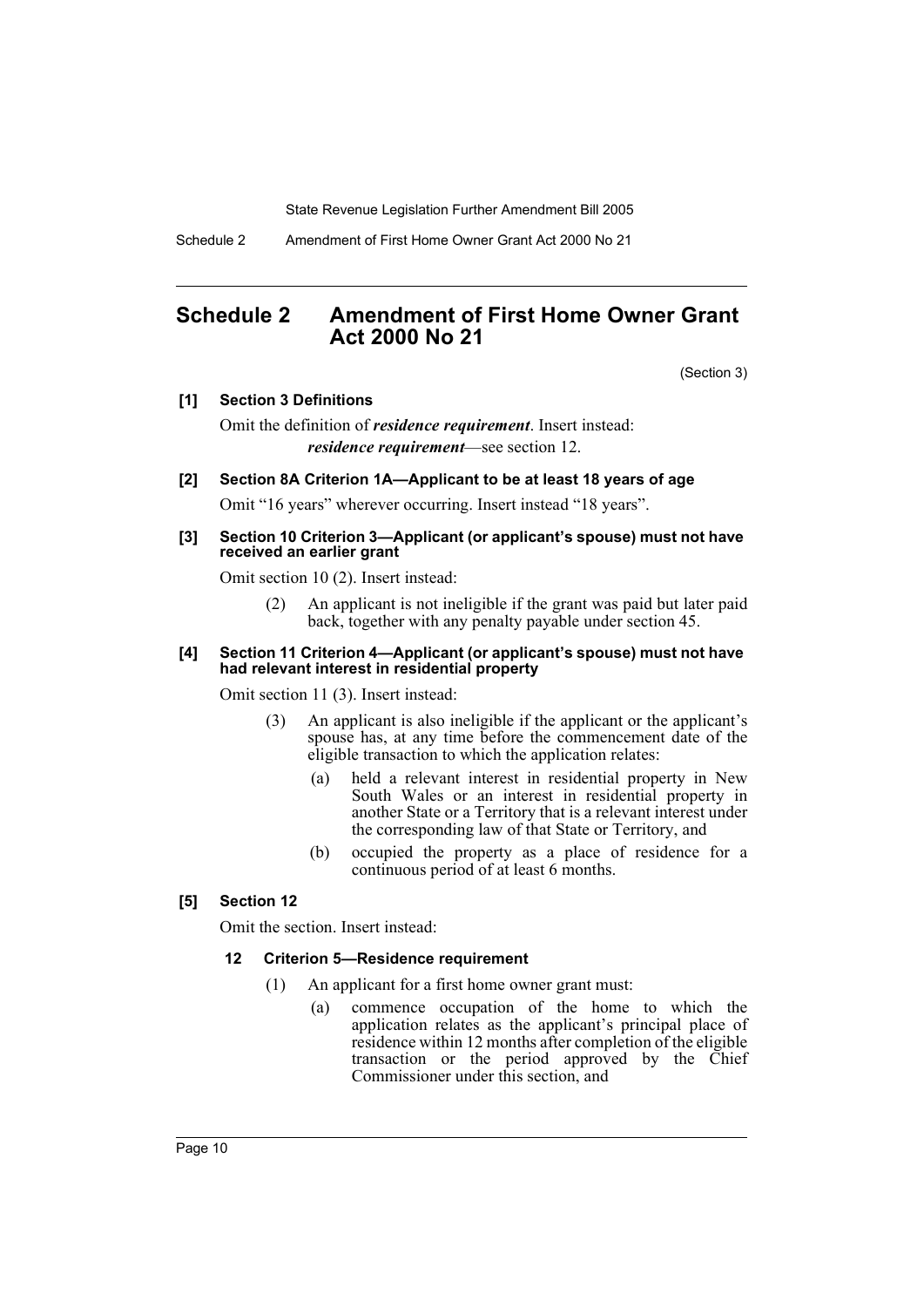# Schedule 2 Amendment of First Home Owner Grant Act 2000 No 21

(Section 3)

**[1] Section 3 Definitions**

Omit the definition of ***residence requirement***. Insert instead:

***residence requirement***—see section 12.

**[2] Section 8A Criterion 1A—Applicant to be at least 18 years of age**

Omit "16 years" wherever occurring. Insert instead "18 years".

**[3] Section 10 Criterion 3—Applicant (or applicant's spouse) must not have received an earlier grant**

Omit section 10 (2). Insert instead:

(2) An applicant is not ineligible if the grant was paid but later paid back, together with any penalty payable under section 45.

**[4] Section 11 Criterion 4—Applicant (or applicant's spouse) must not have had relevant interest in residential property**

Omit section 11 (3). Insert instead:

(3) An applicant is also ineligible if the applicant or the applicant's spouse has, at any time before the commencement date of the eligible transaction to which the application relates:

(a) held a relevant interest in residential property in New South Wales or an interest in residential property in another State or a Territory that is a relevant interest under the corresponding law of that State or Territory, and

(b) occupied the property as a place of residence for a continuous period of at least 6 months.

**[5] Section 12**

Omit the section. Insert instead:

**12 Criterion 5—Residence requirement**

(1) An applicant for a first home owner grant must:

(a) commence occupation of the home to which the application relates as the applicant's principal place of residence within 12 months after completion of the eligible transaction or the period approved by the Chief Commissioner under this section, and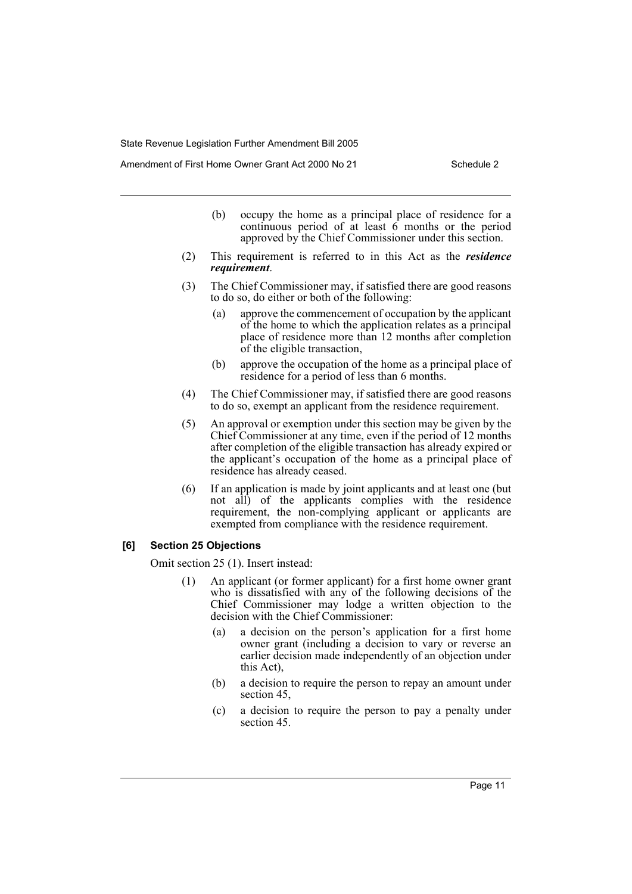(b) occupy the home as a principal place of residence for a continuous period of at least 6 months or the period approved by the Chief Commissioner under this section.

(2) This requirement is referred to in this Act as the ***residence requirement***.

(3) The Chief Commissioner may, if satisfied there are good reasons to do so, do either or both of the following:

(a) approve the commencement of occupation by the applicant of the home to which the application relates as a principal place of residence more than 12 months after completion of the eligible transaction,

(b) approve the occupation of the home as a principal place of residence for a period of less than 6 months.

(4) The Chief Commissioner may, if satisfied there are good reasons to do so, exempt an applicant from the residence requirement.

(5) An approval or exemption under this section may be given by the Chief Commissioner at any time, even if the period of 12 months after completion of the eligible transaction has already expired or the applicant's occupation of the home as a principal place of residence has already ceased.

(6) If an application is made by joint applicants and at least one (but not all) of the applicants complies with the residence requirement, the non-complying applicant or applicants are exempted from compliance with the residence requirement.

### [6] Section 25 Objections

Omit section 25 (1). Insert instead:

(1) An applicant (or former applicant) for a first home owner grant who is dissatisfied with any of the following decisions of the Chief Commissioner may lodge a written objection to the decision with the Chief Commissioner:

(a) a decision on the person's application for a first home owner grant (including a decision to vary or reverse an earlier decision made independently of an objection under this Act),

(b) a decision to require the person to repay an amount under section 45,

(c) a decision to require the person to pay a penalty under section 45.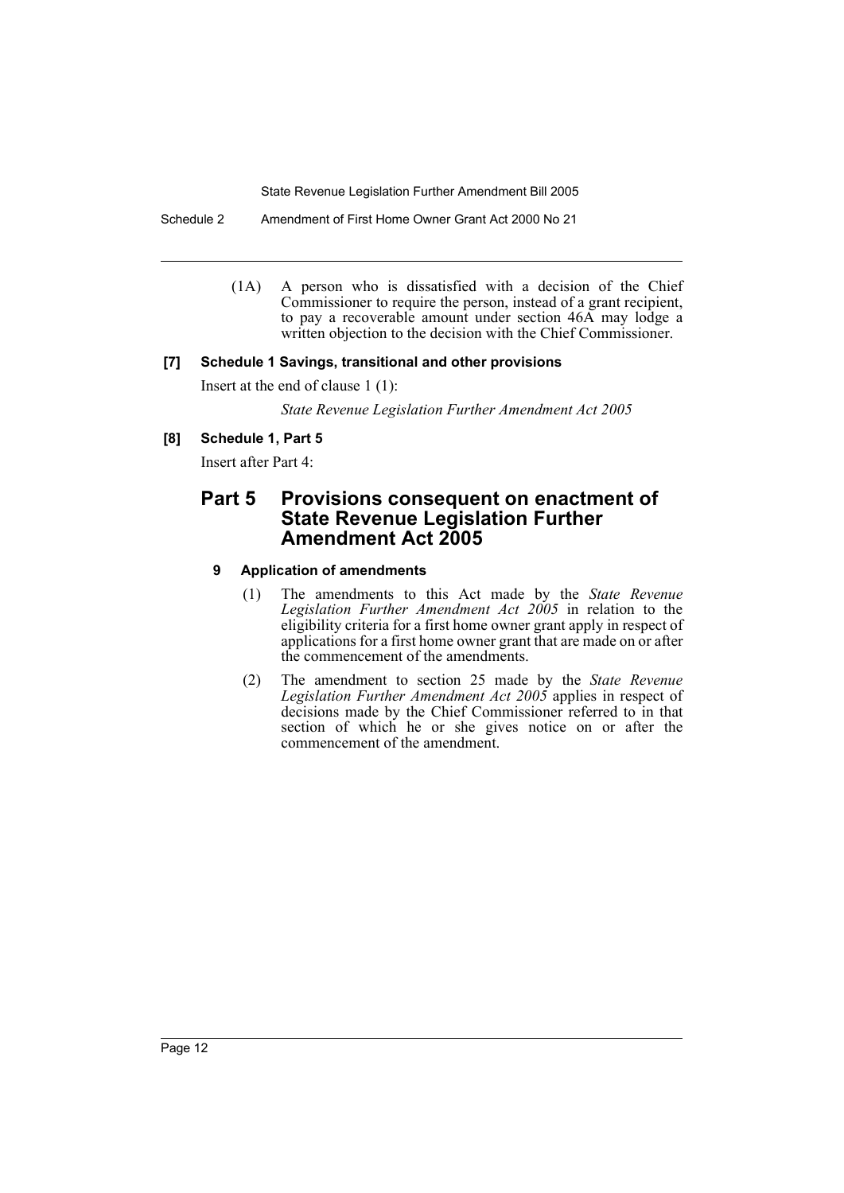(1A) A person who is dissatisfied with a decision of the Chief Commissioner to require the person, instead of a grant recipient, to pay a recoverable amount under section 46A may lodge a written objection to the decision with the Chief Commissioner.

**[7] Schedule 1 Savings, transitional and other provisions**

Insert at the end of clause 1 (1):

*State Revenue Legislation Further Amendment Act 2005*

**[8] Schedule 1, Part 5**

Insert after Part 4:

## Part 5 Provisions consequent on enactment of State Revenue Legislation Further Amendment Act 2005

### 9 Application of amendments

(1) The amendments to this Act made by the *State Revenue Legislation Further Amendment Act 2005* in relation to the eligibility criteria for a first home owner grant apply in respect of applications for a first home owner grant that are made on or after the commencement of the amendments.

(2) The amendment to section 25 made by the *State Revenue Legislation Further Amendment Act 2005* applies in respect of decisions made by the Chief Commissioner referred to in that section of which he or she gives notice on or after the commencement of the amendment.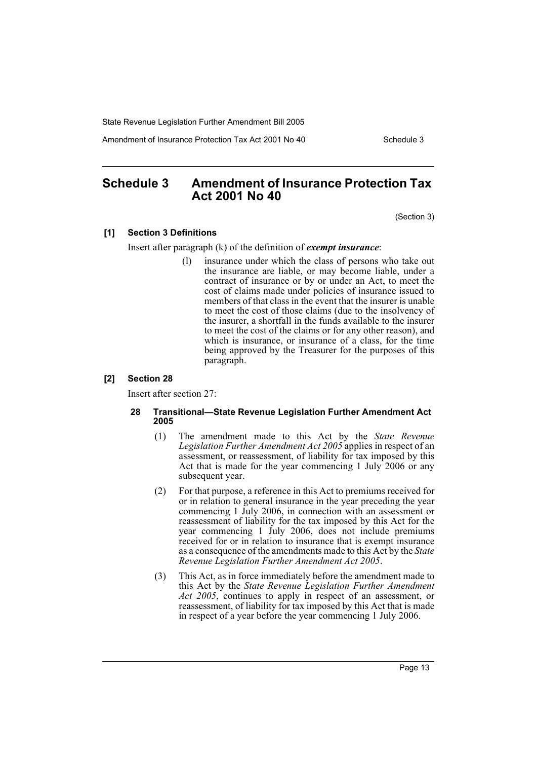## Schedule 3 Amendment of Insurance Protection Tax Act 2001 No 40

(Section 3)

### [1] Section 3 Definitions

Insert after paragraph (k) of the definition of ***exempt insurance***:

> (l) insurance under which the class of persons who take out the insurance are liable, or may become liable, under a contract of insurance or by or under an Act, to meet the cost of claims made under policies of insurance issued to members of that class in the event that the insurer is unable to meet the cost of those claims (due to the insolvency of the insurer, a shortfall in the funds available to the insurer to meet the cost of the claims or for any other reason), and which is insurance, or insurance of a class, for the time being approved by the Treasurer for the purposes of this paragraph.

### [2] Section 28

Insert after section 27:

> **28 Transitional—State Revenue Legislation Further Amendment Act 2005**
>
> (1) The amendment made to this Act by the *State Revenue Legislation Further Amendment Act 2005* applies in respect of an assessment, or reassessment, of liability for tax imposed by this Act that is made for the year commencing 1 July 2006 or any subsequent year.
>
> (2) For that purpose, a reference in this Act to premiums received for or in relation to general insurance in the year preceding the year commencing 1 July 2006, in connection with an assessment or reassessment of liability for the tax imposed by this Act for the year commencing 1 July 2006, does not include premiums received for or in relation to insurance that is exempt insurance as a consequence of the amendments made to this Act by the *State Revenue Legislation Further Amendment Act 2005*.
>
> (3) This Act, as in force immediately before the amendment made to this Act by the *State Revenue Legislation Further Amendment Act 2005*, continues to apply in respect of an assessment, or reassessment, of liability for tax imposed by this Act that is made in respect of a year before the year commencing 1 July 2006.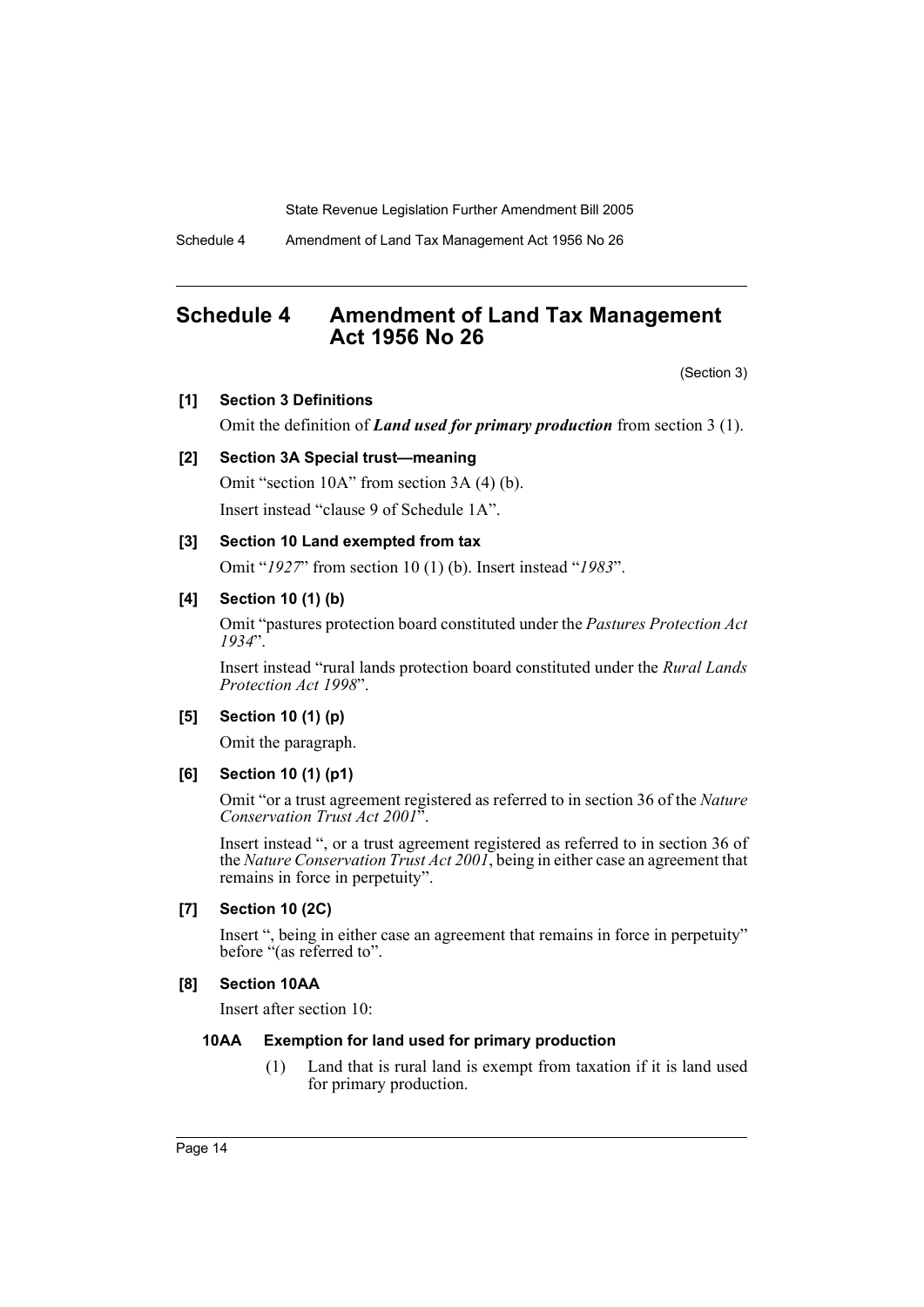## Schedule 4 Amendment of Land Tax Management Act 1956 No 26

(Section 3)

**[1] Section 3 Definitions**

Omit the definition of ***Land used for primary production*** from section 3 (1).

**[2] Section 3A Special trust—meaning**

Omit "section 10A" from section 3A (4) (b).

Insert instead "clause 9 of Schedule 1A".

**[3] Section 10 Land exempted from tax**

Omit "*1927*" from section 10 (1) (b). Insert instead "*1983*".

**[4] Section 10 (1) (b)**

Omit "pastures protection board constituted under the *Pastures Protection Act 1934*".

Insert instead "rural lands protection board constituted under the *Rural Lands Protection Act 1998*".

**[5] Section 10 (1) (p)**

Omit the paragraph.

**[6] Section 10 (1) (p1)**

Omit "or a trust agreement registered as referred to in section 36 of the *Nature Conservation Trust Act 2001*".

Insert instead ", or a trust agreement registered as referred to in section 36 of the *Nature Conservation Trust Act 2001*, being in either case an agreement that remains in force in perpetuity".

**[7] Section 10 (2C)**

Insert ", being in either case an agreement that remains in force in perpetuity" before "(as referred to".

**[8] Section 10AA**

Insert after section 10:

**10AA Exemption for land used for primary production**

(1) Land that is rural land is exempt from taxation if it is land used for primary production.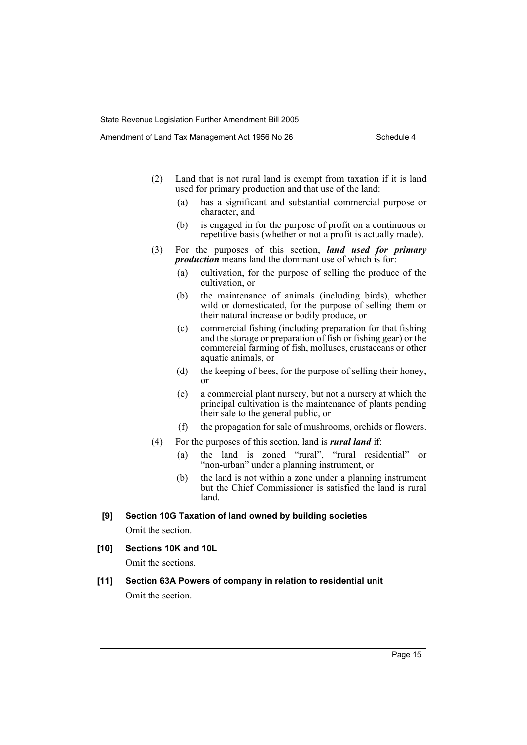(2) Land that is not rural land is exempt from taxation if it is land used for primary production and that use of the land:

- (a) has a significant and substantial commercial purpose or character, and
- (b) is engaged in for the purpose of profit on a continuous or repetitive basis (whether or not a profit is actually made).

(3) For the purposes of this section, ***land used for primary production*** means land the dominant use of which is for:

- (a) cultivation, for the purpose of selling the produce of the cultivation, or
- (b) the maintenance of animals (including birds), whether wild or domesticated, for the purpose of selling them or their natural increase or bodily produce, or
- (c) commercial fishing (including preparation for that fishing and the storage or preparation of fish or fishing gear) or the commercial farming of fish, molluscs, crustaceans or other aquatic animals, or
- (d) the keeping of bees, for the purpose of selling their honey, or
- (e) a commercial plant nursery, but not a nursery at which the principal cultivation is the maintenance of plants pending their sale to the general public, or
- (f) the propagation for sale of mushrooms, orchids or flowers.

(4) For the purposes of this section, land is ***rural land*** if:

- (a) the land is zoned "rural", "rural residential" or "non-urban" under a planning instrument, or
- (b) the land is not within a zone under a planning instrument but the Chief Commissioner is satisfied the land is rural land.

**[9] Section 10G Taxation of land owned by building societies**

Omit the section.

**[10] Sections 10K and 10L**

Omit the sections.

**[11] Section 63A Powers of company in relation to residential unit**

Omit the section.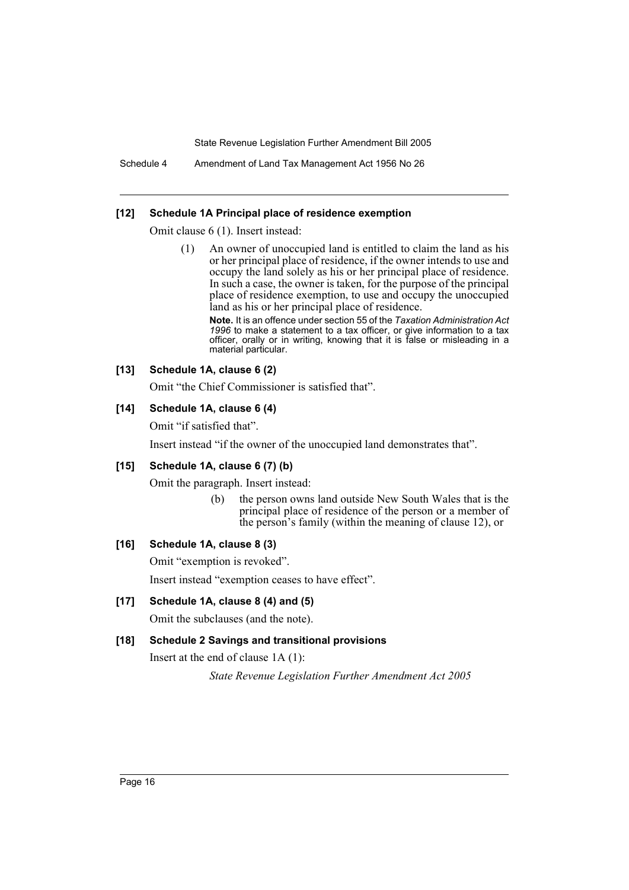### [12] Schedule 1A Principal place of residence exemption

Omit clause 6 (1). Insert instead:

> (1) An owner of unoccupied land is entitled to claim the land as his or her principal place of residence, if the owner intends to use and occupy the land solely as his or her principal place of residence. In such a case, the owner is taken, for the purpose of the principal place of residence exemption, to use and occupy the unoccupied land as his or her principal place of residence.
>
> **Note.** It is an offence under section 55 of the *Taxation Administration Act 1996* to make a statement to a tax officer, or give information to a tax officer, orally or in writing, knowing that it is false or misleading in a material particular.

### [13] Schedule 1A, clause 6 (2)

Omit "the Chief Commissioner is satisfied that".

### [14] Schedule 1A, clause 6 (4)

Omit "if satisfied that".

Insert instead "if the owner of the unoccupied land demonstrates that".

### [15] Schedule 1A, clause 6 (7) (b)

Omit the paragraph. Insert instead:

> (b) the person owns land outside New South Wales that is the principal place of residence of the person or a member of the person's family (within the meaning of clause 12), or

### [16] Schedule 1A, clause 8 (3)

Omit "exemption is revoked".

Insert instead "exemption ceases to have effect".

### [17] Schedule 1A, clause 8 (4) and (5)

Omit the subclauses (and the note).

### [18] Schedule 2 Savings and transitional provisions

Insert at the end of clause 1A (1):

> *State Revenue Legislation Further Amendment Act 2005*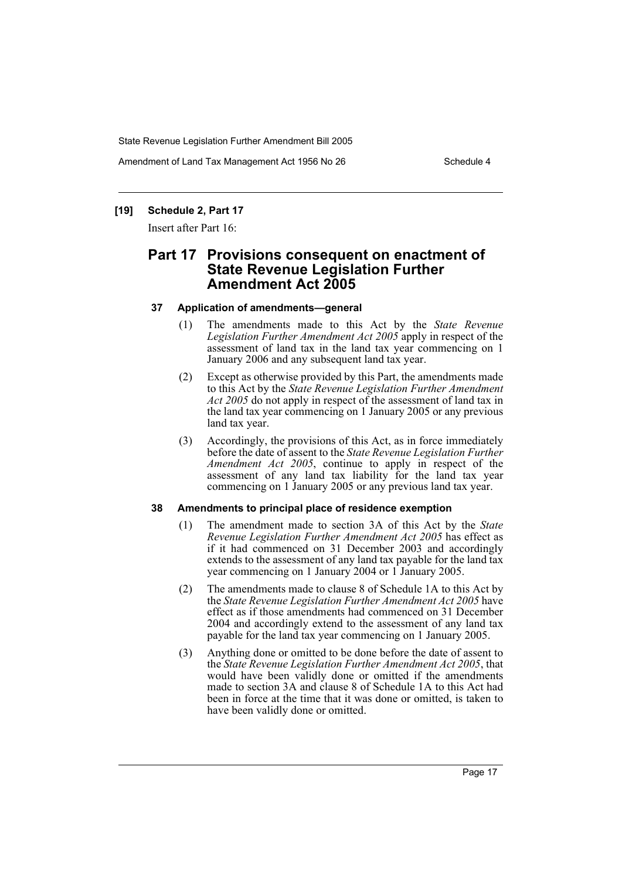**[19] Schedule 2, Part 17**

Insert after Part 16:

## Part 17 Provisions consequent on enactment of State Revenue Legislation Further Amendment Act 2005

### 37 Application of amendments—general

(1) The amendments made to this Act by the *State Revenue Legislation Further Amendment Act 2005* apply in respect of the assessment of land tax in the land tax year commencing on 1 January 2006 and any subsequent land tax year.

(2) Except as otherwise provided by this Part, the amendments made to this Act by the *State Revenue Legislation Further Amendment Act 2005* do not apply in respect of the assessment of land tax in the land tax year commencing on 1 January 2005 or any previous land tax year.

(3) Accordingly, the provisions of this Act, as in force immediately before the date of assent to the *State Revenue Legislation Further Amendment Act 2005*, continue to apply in respect of the assessment of any land tax liability for the land tax year commencing on 1 January 2005 or any previous land tax year.

### 38 Amendments to principal place of residence exemption

(1) The amendment made to section 3A of this Act by the *State Revenue Legislation Further Amendment Act 2005* has effect as if it had commenced on 31 December 2003 and accordingly extends to the assessment of any land tax payable for the land tax year commencing on 1 January 2004 or 1 January 2005.

(2) The amendments made to clause 8 of Schedule 1A to this Act by the *State Revenue Legislation Further Amendment Act 2005* have effect as if those amendments had commenced on 31 December 2004 and accordingly extend to the assessment of any land tax payable for the land tax year commencing on 1 January 2005.

(3) Anything done or omitted to be done before the date of assent to the *State Revenue Legislation Further Amendment Act 2005*, that would have been validly done or omitted if the amendments made to section 3A and clause 8 of Schedule 1A to this Act had been in force at the time that it was done or omitted, is taken to have been validly done or omitted.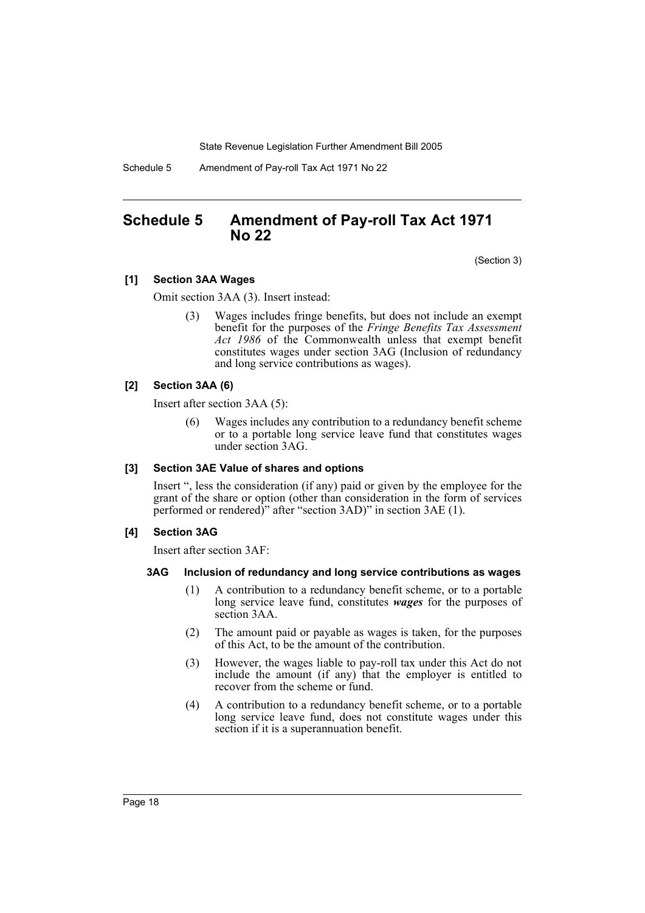# Schedule 5 Amendment of Pay-roll Tax Act 1971 No 22

(Section 3)

**[1] Section 3AA Wages**

Omit section 3AA (3). Insert instead:

> (3) Wages includes fringe benefits, but does not include an exempt benefit for the purposes of the *Fringe Benefits Tax Assessment Act 1986* of the Commonwealth unless that exempt benefit constitutes wages under section 3AG (Inclusion of redundancy and long service contributions as wages).

**[2] Section 3AA (6)**

Insert after section 3AA (5):

> (6) Wages includes any contribution to a redundancy benefit scheme or to a portable long service leave fund that constitutes wages under section 3AG.

**[3] Section 3AE Value of shares and options**

Insert ", less the consideration (if any) paid or given by the employee for the grant of the share or option (other than consideration in the form of services performed or rendered)" after "section 3AD)" in section 3AE (1).

**[4] Section 3AG**

Insert after section 3AF:

> **3AG Inclusion of redundancy and long service contributions as wages**
>
> (1) A contribution to a redundancy benefit scheme, or to a portable long service leave fund, constitutes ***wages*** for the purposes of section 3AA.
>
> (2) The amount paid or payable as wages is taken, for the purposes of this Act, to be the amount of the contribution.
>
> (3) However, the wages liable to pay-roll tax under this Act do not include the amount (if any) that the employer is entitled to recover from the scheme or fund.
>
> (4) A contribution to a redundancy benefit scheme, or to a portable long service leave fund, does not constitute wages under this section if it is a superannuation benefit.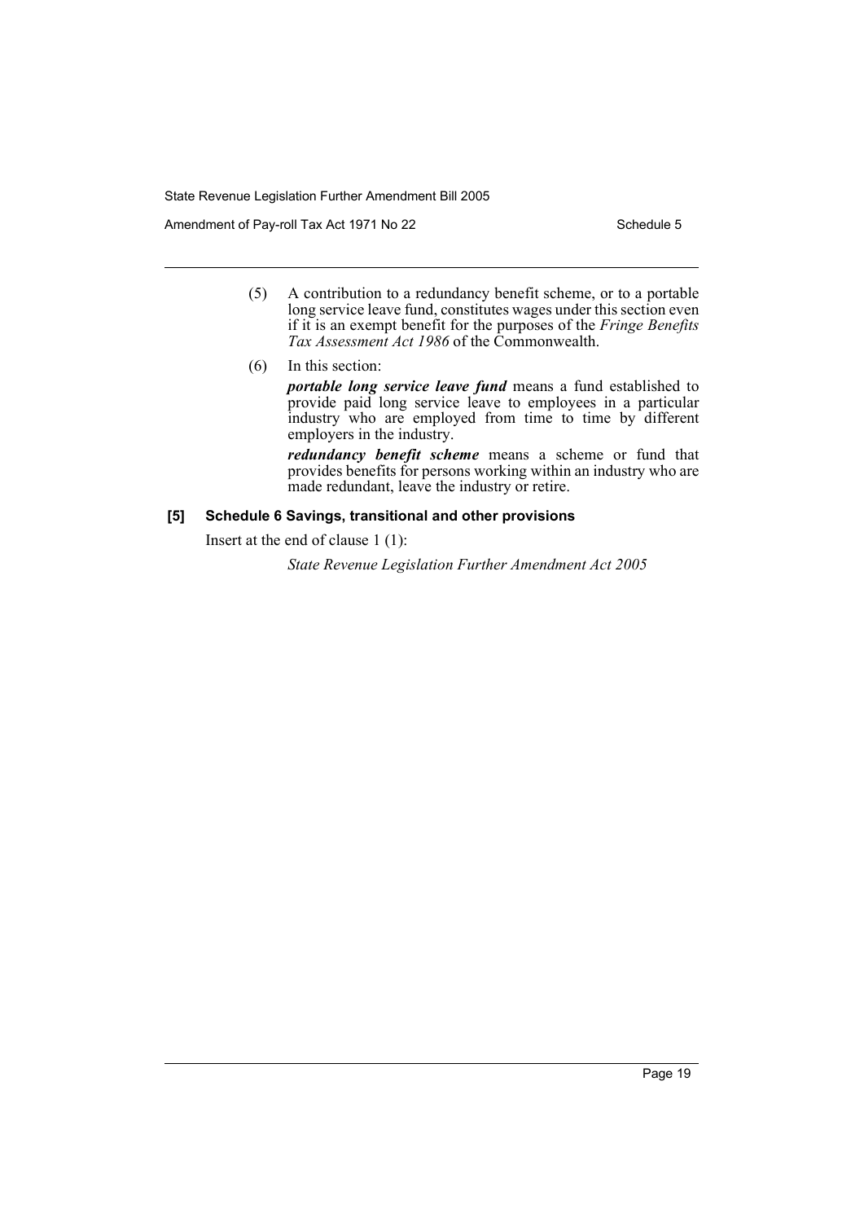(5) A contribution to a redundancy benefit scheme, or to a portable long service leave fund, constitutes wages under this section even if it is an exempt benefit for the purposes of the *Fringe Benefits Tax Assessment Act 1986* of the Commonwealth.

(6) In this section:

***portable long service leave fund*** means a fund established to provide paid long service leave to employees in a particular industry who are employed from time to time by different employers in the industry.

***redundancy benefit scheme*** means a scheme or fund that provides benefits for persons working within an industry who are made redundant, leave the industry or retire.

**[5] Schedule 6 Savings, transitional and other provisions**

Insert at the end of clause 1 (1):

*State Revenue Legislation Further Amendment Act 2005*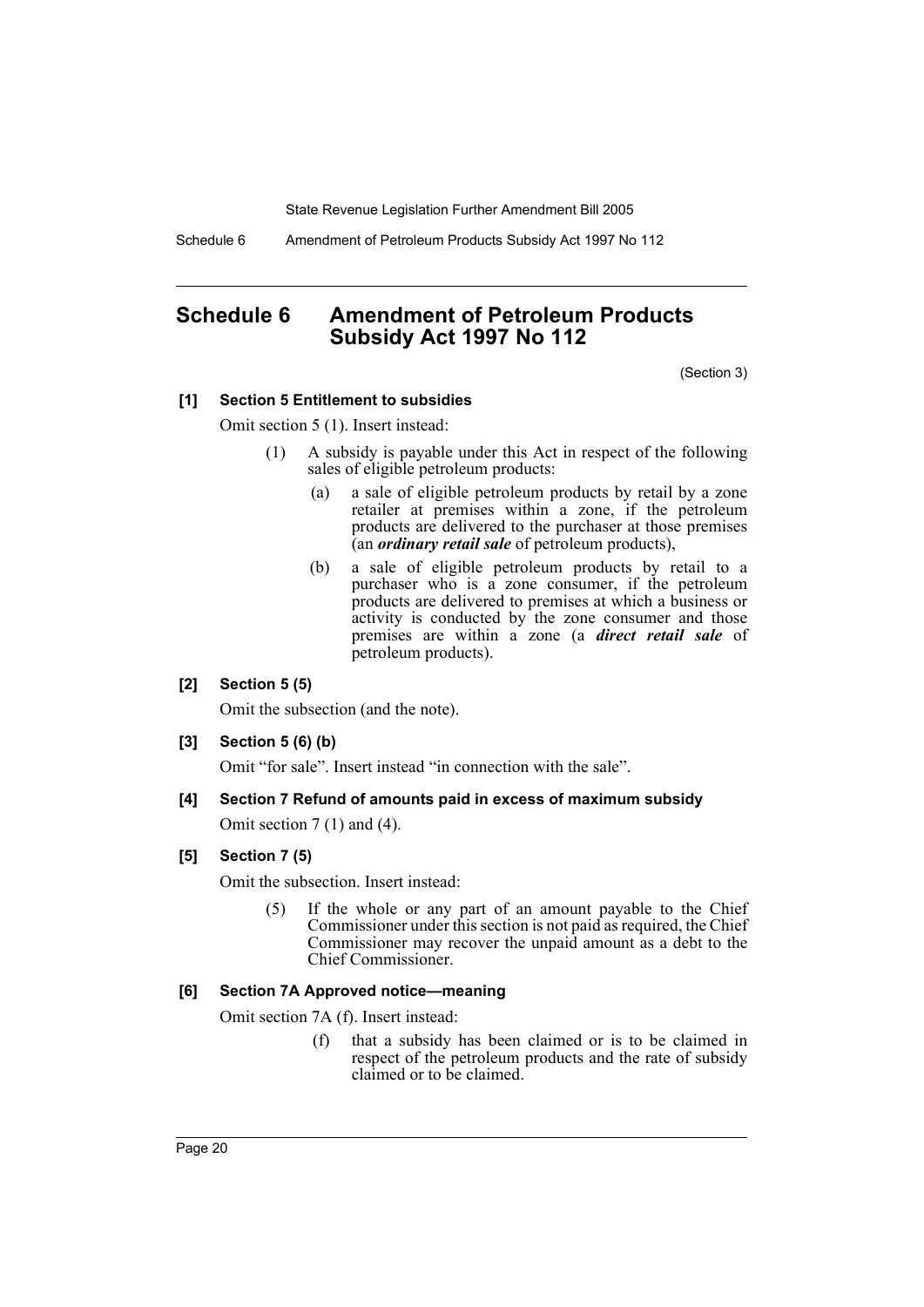## Schedule 6 Amendment of Petroleum Products Subsidy Act 1997 No 112

(Section 3)

**[1] Section 5 Entitlement to subsidies**

Omit section 5 (1). Insert instead:

> (1) A subsidy is payable under this Act in respect of the following sales of eligible petroleum products:
>
> (a) a sale of eligible petroleum products by retail by a zone retailer at premises within a zone, if the petroleum products are delivered to the purchaser at those premises (an ***ordinary retail sale*** of petroleum products),
>
> (b) a sale of eligible petroleum products by retail to a purchaser who is a zone consumer, if the petroleum products are delivered to premises at which a business or activity is conducted by the zone consumer and those premises are within a zone (a ***direct retail sale*** of petroleum products).

**[2] Section 5 (5)**

Omit the subsection (and the note).

**[3] Section 5 (6) (b)**

Omit "for sale". Insert instead "in connection with the sale".

**[4] Section 7 Refund of amounts paid in excess of maximum subsidy**

Omit section 7 (1) and (4).

**[5] Section 7 (5)**

Omit the subsection. Insert instead:

> (5) If the whole or any part of an amount payable to the Chief Commissioner under this section is not paid as required, the Chief Commissioner may recover the unpaid amount as a debt to the Chief Commissioner.

**[6] Section 7A Approved notice—meaning**

Omit section 7A (f). Insert instead:

> (f) that a subsidy has been claimed or is to be claimed in respect of the petroleum products and the rate of subsidy claimed or to be claimed.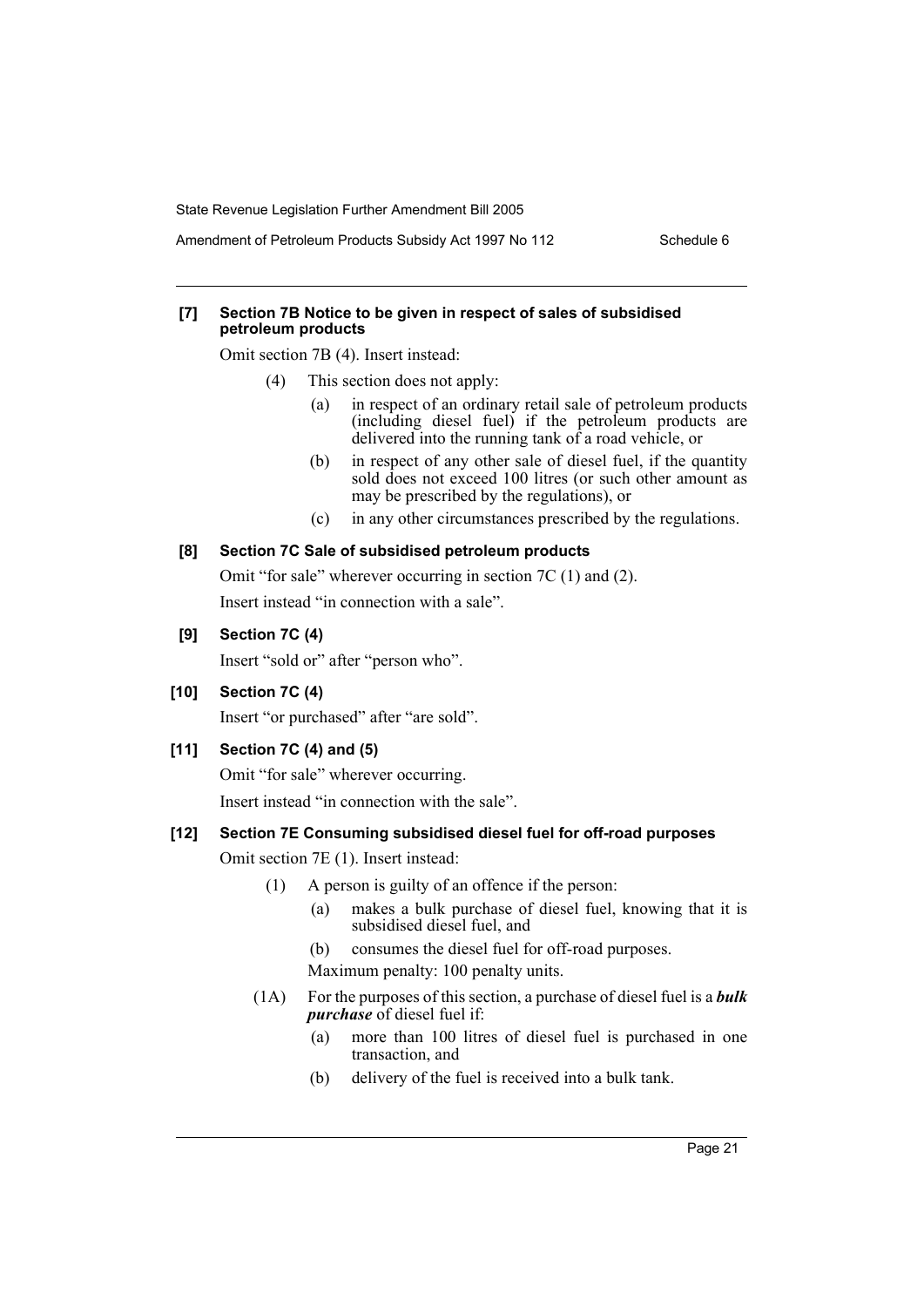**[7] Section 7B Notice to be given in respect of sales of subsidised petroleum products**

Omit section 7B (4). Insert instead:

(4) This section does not apply:

(a) in respect of an ordinary retail sale of petroleum products (including diesel fuel) if the petroleum products are delivered into the running tank of a road vehicle, or

(b) in respect of any other sale of diesel fuel, if the quantity sold does not exceed 100 litres (or such other amount as may be prescribed by the regulations), or

(c) in any other circumstances prescribed by the regulations.

**[8] Section 7C Sale of subsidised petroleum products**

Omit "for sale" wherever occurring in section 7C (1) and (2).

Insert instead "in connection with a sale".

**[9] Section 7C (4)**

Insert "sold or" after "person who".

**[10] Section 7C (4)**

Insert "or purchased" after "are sold".

**[11] Section 7C (4) and (5)**

Omit "for sale" wherever occurring.

Insert instead "in connection with the sale".

**[12] Section 7E Consuming subsidised diesel fuel for off-road purposes**

Omit section 7E (1). Insert instead:

(1) A person is guilty of an offence if the person:

(a) makes a bulk purchase of diesel fuel, knowing that it is subsidised diesel fuel, and

(b) consumes the diesel fuel for off-road purposes.

Maximum penalty: 100 penalty units.

(1A) For the purposes of this section, a purchase of diesel fuel is a ***bulk purchase*** of diesel fuel if:

(a) more than 100 litres of diesel fuel is purchased in one transaction, and

(b) delivery of the fuel is received into a bulk tank.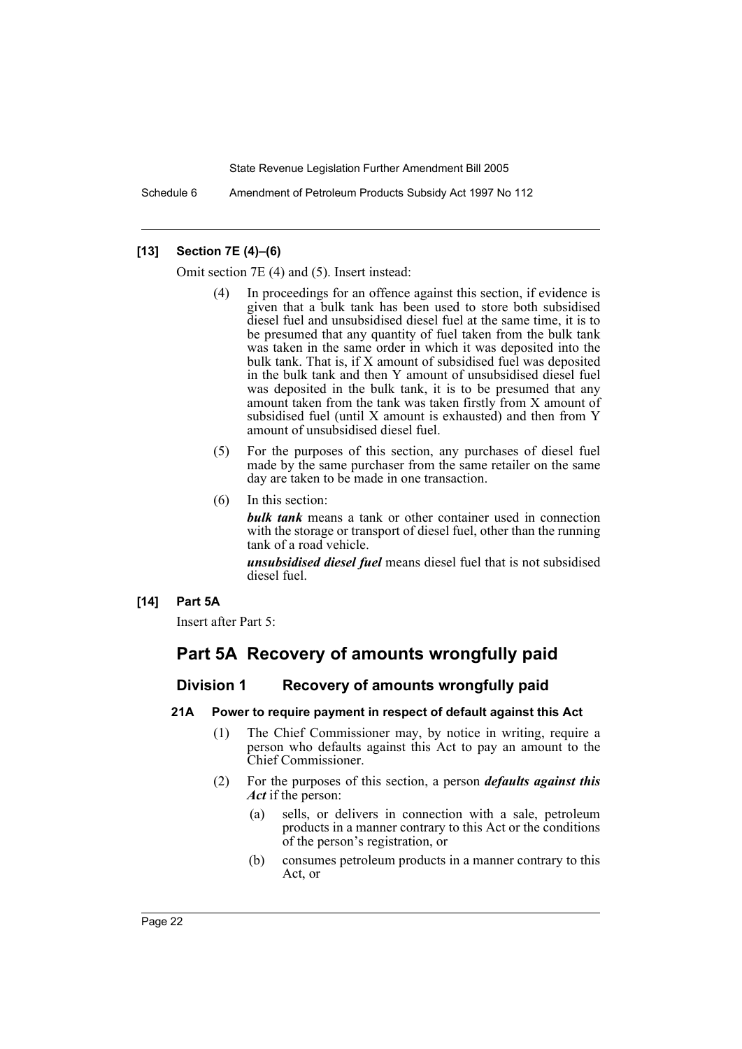**[13] Section 7E (4)–(6)**

Omit section 7E (4) and (5). Insert instead:

(4) In proceedings for an offence against this section, if evidence is given that a bulk tank has been used to store both subsidised diesel fuel and unsubsidised diesel fuel at the same time, it is to be presumed that any quantity of fuel taken from the bulk tank was taken in the same order in which it was deposited into the bulk tank. That is, if X amount of subsidised fuel was deposited in the bulk tank and then Y amount of unsubsidised diesel fuel was deposited in the bulk tank, it is to be presumed that any amount taken from the tank was taken firstly from X amount of subsidised fuel (until X amount is exhausted) and then from Y amount of unsubsidised diesel fuel.

(5) For the purposes of this section, any purchases of diesel fuel made by the same purchaser from the same retailer on the same day are taken to be made in one transaction.

(6) In this section:

***bulk tank*** means a tank or other container used in connection with the storage or transport of diesel fuel, other than the running tank of a road vehicle.

***unsubsidised diesel fuel*** means diesel fuel that is not subsidised diesel fuel.

**[14] Part 5A**

Insert after Part 5:

# Part 5A Recovery of amounts wrongfully paid

## Division 1 Recovery of amounts wrongfully paid

### 21A Power to require payment in respect of default against this Act

(1) The Chief Commissioner may, by notice in writing, require a person who defaults against this Act to pay an amount to the Chief Commissioner.

(2) For the purposes of this section, a person ***defaults against this Act*** if the person:

(a) sells, or delivers in connection with a sale, petroleum products in a manner contrary to this Act or the conditions of the person's registration, or

(b) consumes petroleum products in a manner contrary to this Act, or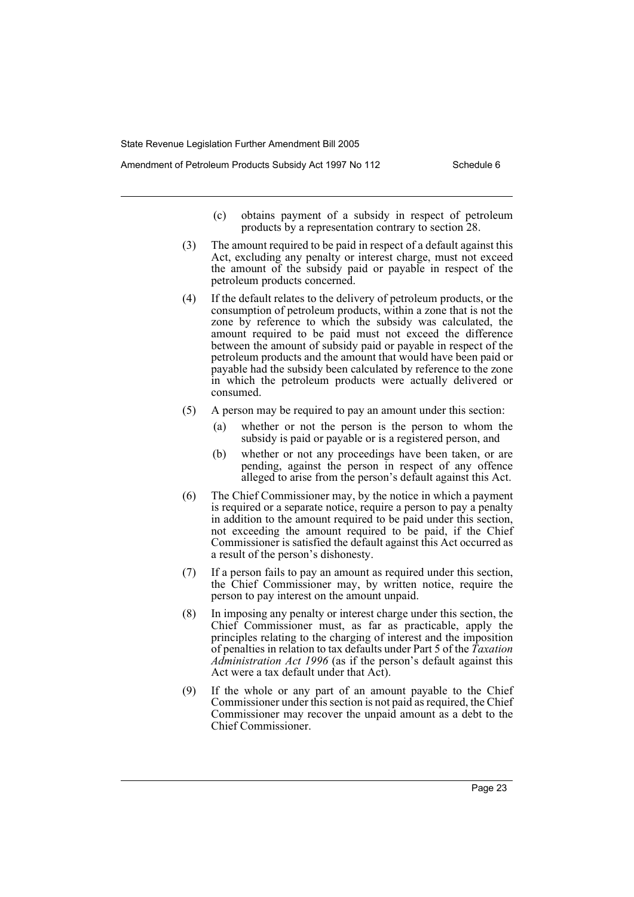(c) obtains payment of a subsidy in respect of petroleum products by a representation contrary to section 28.

(3) The amount required to be paid in respect of a default against this Act, excluding any penalty or interest charge, must not exceed the amount of the subsidy paid or payable in respect of the petroleum products concerned.

(4) If the default relates to the delivery of petroleum products, or the consumption of petroleum products, within a zone that is not the zone by reference to which the subsidy was calculated, the amount required to be paid must not exceed the difference between the amount of subsidy paid or payable in respect of the petroleum products and the amount that would have been paid or payable had the subsidy been calculated by reference to the zone in which the petroleum products were actually delivered or consumed.

(5) A person may be required to pay an amount under this section:

(a) whether or not the person is the person to whom the subsidy is paid or payable or is a registered person, and

(b) whether or not any proceedings have been taken, or are pending, against the person in respect of any offence alleged to arise from the person's default against this Act.

(6) The Chief Commissioner may, by the notice in which a payment is required or a separate notice, require a person to pay a penalty in addition to the amount required to be paid under this section, not exceeding the amount required to be paid, if the Chief Commissioner is satisfied the default against this Act occurred as a result of the person's dishonesty.

(7) If a person fails to pay an amount as required under this section, the Chief Commissioner may, by written notice, require the person to pay interest on the amount unpaid.

(8) In imposing any penalty or interest charge under this section, the Chief Commissioner must, as far as practicable, apply the principles relating to the charging of interest and the imposition of penalties in relation to tax defaults under Part 5 of the *Taxation Administration Act 1996* (as if the person's default against this Act were a tax default under that Act).

(9) If the whole or any part of an amount payable to the Chief Commissioner under this section is not paid as required, the Chief Commissioner may recover the unpaid amount as a debt to the Chief Commissioner.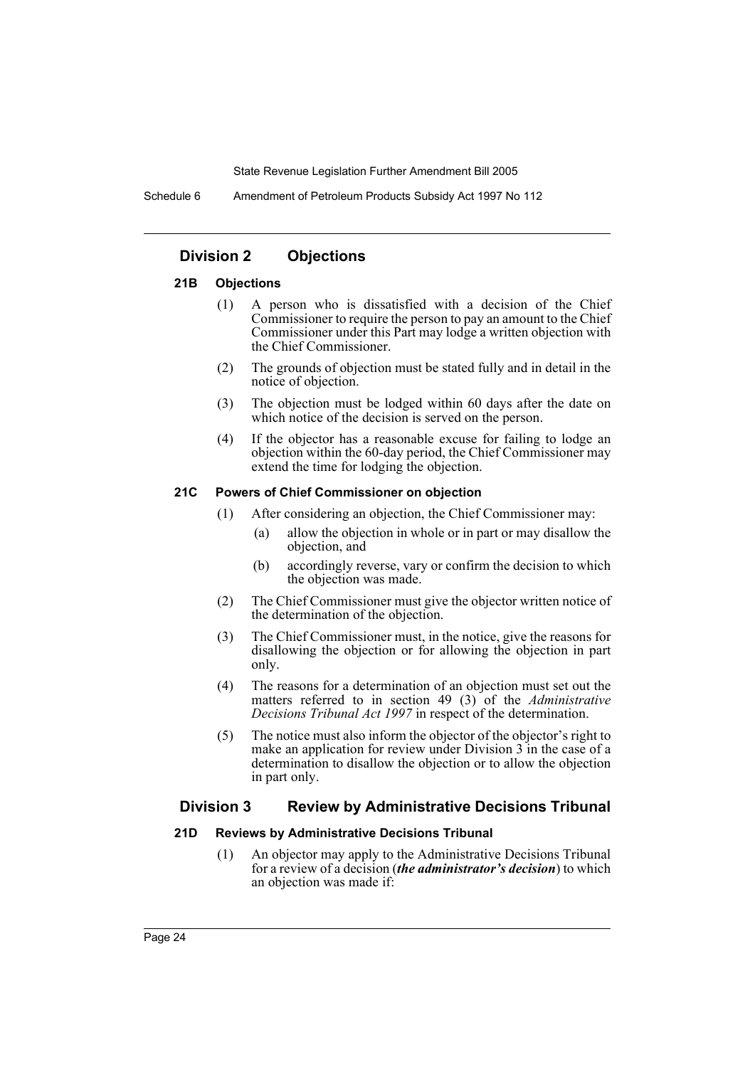## Division 2 Objections

### 21B Objections

(1) A person who is dissatisfied with a decision of the Chief Commissioner to require the person to pay an amount to the Chief Commissioner under this Part may lodge a written objection with the Chief Commissioner.

(2) The grounds of objection must be stated fully and in detail in the notice of objection.

(3) The objection must be lodged within 60 days after the date on which notice of the decision is served on the person.

(4) If the objector has a reasonable excuse for failing to lodge an objection within the 60-day period, the Chief Commissioner may extend the time for lodging the objection.

### 21C Powers of Chief Commissioner on objection

(1) After considering an objection, the Chief Commissioner may:

- (a) allow the objection in whole or in part or may disallow the objection, and
- (b) accordingly reverse, vary or confirm the decision to which the objection was made.

(2) The Chief Commissioner must give the objector written notice of the determination of the objection.

(3) The Chief Commissioner must, in the notice, give the reasons for disallowing the objection or for allowing the objection in part only.

(4) The reasons for a determination of an objection must set out the matters referred to in section 49 (3) of the *Administrative Decisions Tribunal Act 1997* in respect of the determination.

(5) The notice must also inform the objector of the objector's right to make an application for review under Division 3 in the case of a determination to disallow the objection or to allow the objection in part only.

## Division 3 Review by Administrative Decisions Tribunal

### 21D Reviews by Administrative Decisions Tribunal

(1) An objector may apply to the Administrative Decisions Tribunal for a review of a decision (***the administrator's decision***) to which an objection was made if: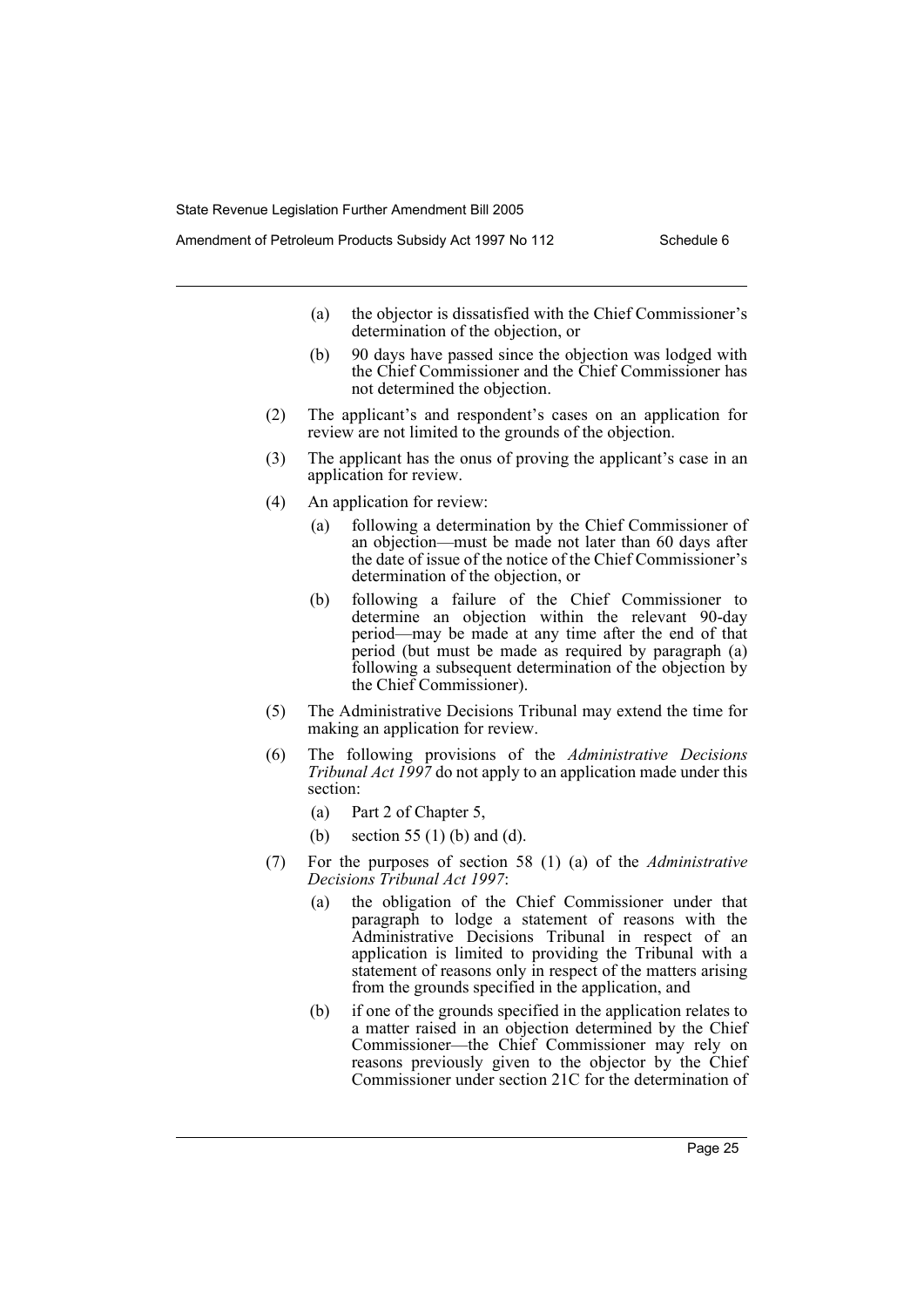(a) the objector is dissatisfied with the Chief Commissioner's determination of the objection, or

(b) 90 days have passed since the objection was lodged with the Chief Commissioner and the Chief Commissioner has not determined the objection.

(2) The applicant's and respondent's cases on an application for review are not limited to the grounds of the objection.

(3) The applicant has the onus of proving the applicant's case in an application for review.

(4) An application for review:

(a) following a determination by the Chief Commissioner of an objection—must be made not later than 60 days after the date of issue of the notice of the Chief Commissioner's determination of the objection, or

(b) following a failure of the Chief Commissioner to determine an objection within the relevant 90-day period—may be made at any time after the end of that period (but must be made as required by paragraph (a) following a subsequent determination of the objection by the Chief Commissioner).

(5) The Administrative Decisions Tribunal may extend the time for making an application for review.

(6) The following provisions of the *Administrative Decisions Tribunal Act 1997* do not apply to an application made under this section:

(a) Part 2 of Chapter 5,

(b) section 55 (1) (b) and (d).

(7) For the purposes of section 58 (1) (a) of the *Administrative Decisions Tribunal Act 1997*:

(a) the obligation of the Chief Commissioner under that paragraph to lodge a statement of reasons with the Administrative Decisions Tribunal in respect of an application is limited to providing the Tribunal with a statement of reasons only in respect of the matters arising from the grounds specified in the application, and

(b) if one of the grounds specified in the application relates to a matter raised in an objection determined by the Chief Commissioner—the Chief Commissioner may rely on reasons previously given to the objector by the Chief Commissioner under section 21C for the determination of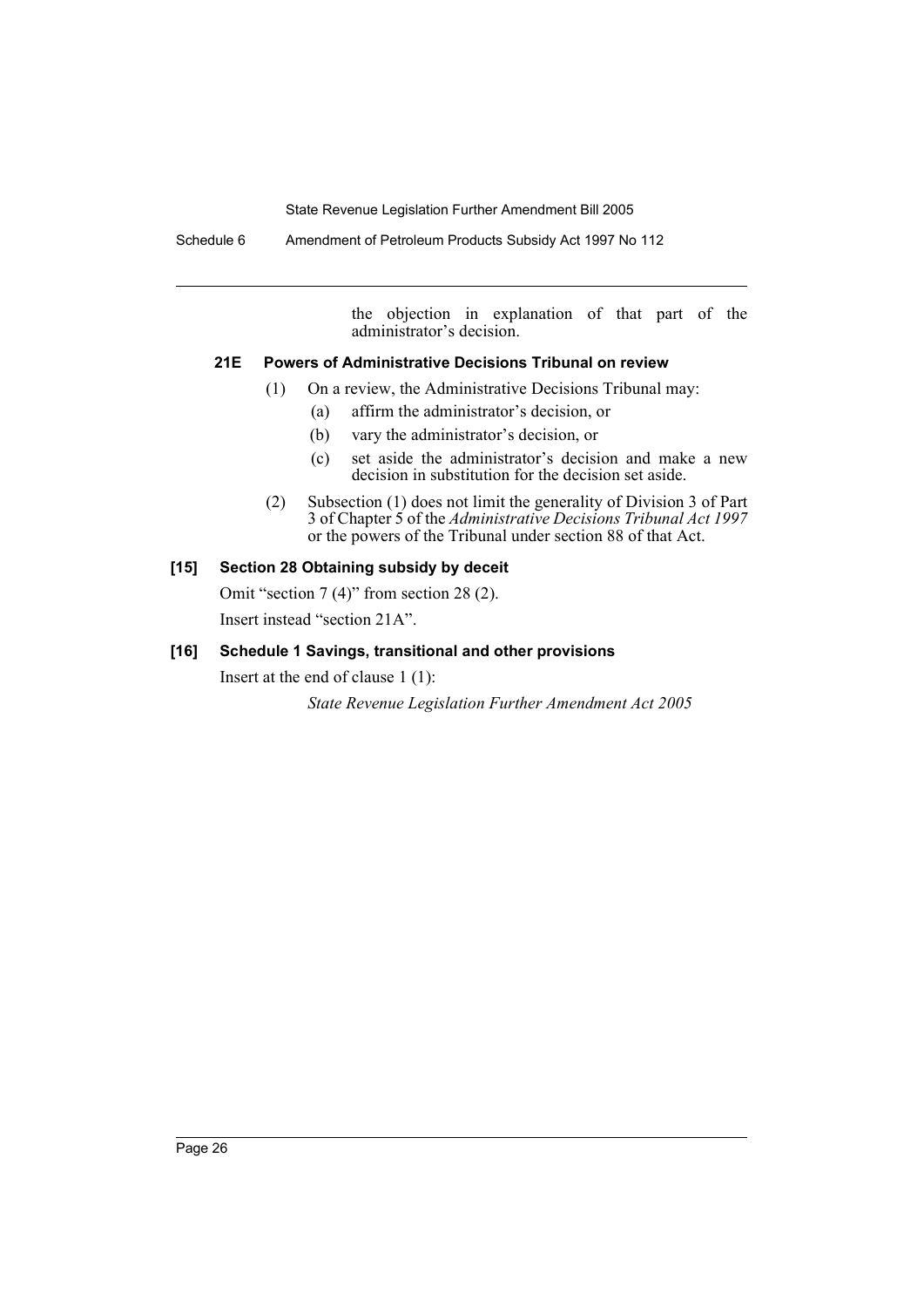the objection in explanation of that part of the administrator's decision.

#### 21E Powers of Administrative Decisions Tribunal on review

(1) On a review, the Administrative Decisions Tribunal may:

(a) affirm the administrator's decision, or

(b) vary the administrator's decision, or

(c) set aside the administrator's decision and make a new decision in substitution for the decision set aside.

(2) Subsection (1) does not limit the generality of Division 3 of Part 3 of Chapter 5 of the *Administrative Decisions Tribunal Act 1997* or the powers of the Tribunal under section 88 of that Act.

### [15] Section 28 Obtaining subsidy by deceit

Omit "section 7 (4)" from section 28 (2).

Insert instead "section 21A".

### [16] Schedule 1 Savings, transitional and other provisions

Insert at the end of clause 1 (1):

*State Revenue Legislation Further Amendment Act 2005*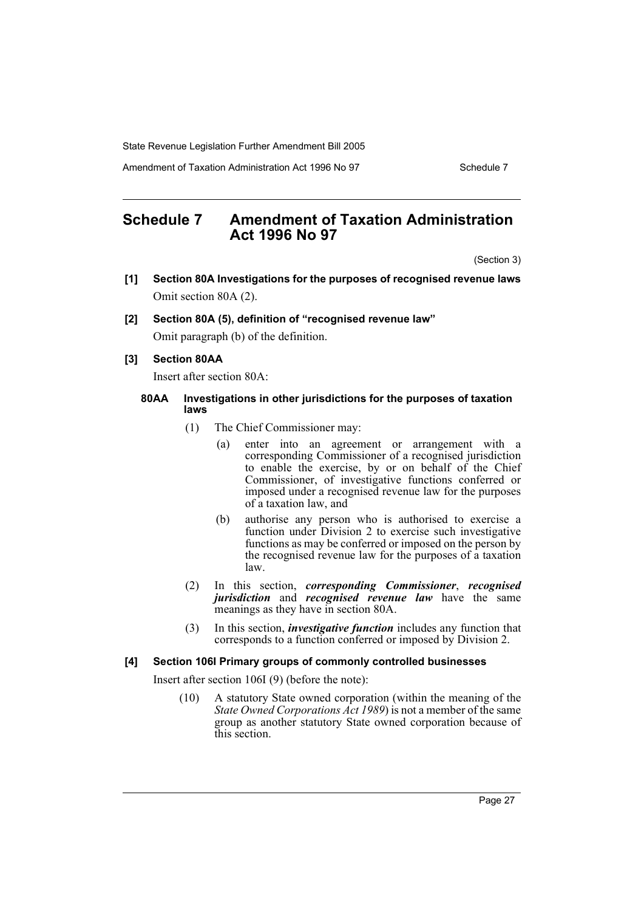# Schedule 7 Amendment of Taxation Administration Act 1996 No 97

(Section 3)

**[1] Section 80A Investigations for the purposes of recognised revenue laws**

Omit section 80A (2).

**[2] Section 80A (5), definition of "recognised revenue law"**

Omit paragraph (b) of the definition.

**[3] Section 80AA**

Insert after section 80A:

**80AA Investigations in other jurisdictions for the purposes of taxation laws**

(1) The Chief Commissioner may:

(a) enter into an agreement or arrangement with a corresponding Commissioner of a recognised jurisdiction to enable the exercise, by or on behalf of the Chief Commissioner, of investigative functions conferred or imposed under a recognised revenue law for the purposes of a taxation law, and

(b) authorise any person who is authorised to exercise a function under Division 2 to exercise such investigative functions as may be conferred or imposed on the person by the recognised revenue law for the purposes of a taxation law.

(2) In this section, ***corresponding Commissioner***, ***recognised jurisdiction*** and ***recognised revenue law*** have the same meanings as they have in section 80A.

(3) In this section, ***investigative function*** includes any function that corresponds to a function conferred or imposed by Division 2.

**[4] Section 106I Primary groups of commonly controlled businesses**

Insert after section 106I (9) (before the note):

(10) A statutory State owned corporation (within the meaning of the *State Owned Corporations Act 1989*) is not a member of the same group as another statutory State owned corporation because of this section.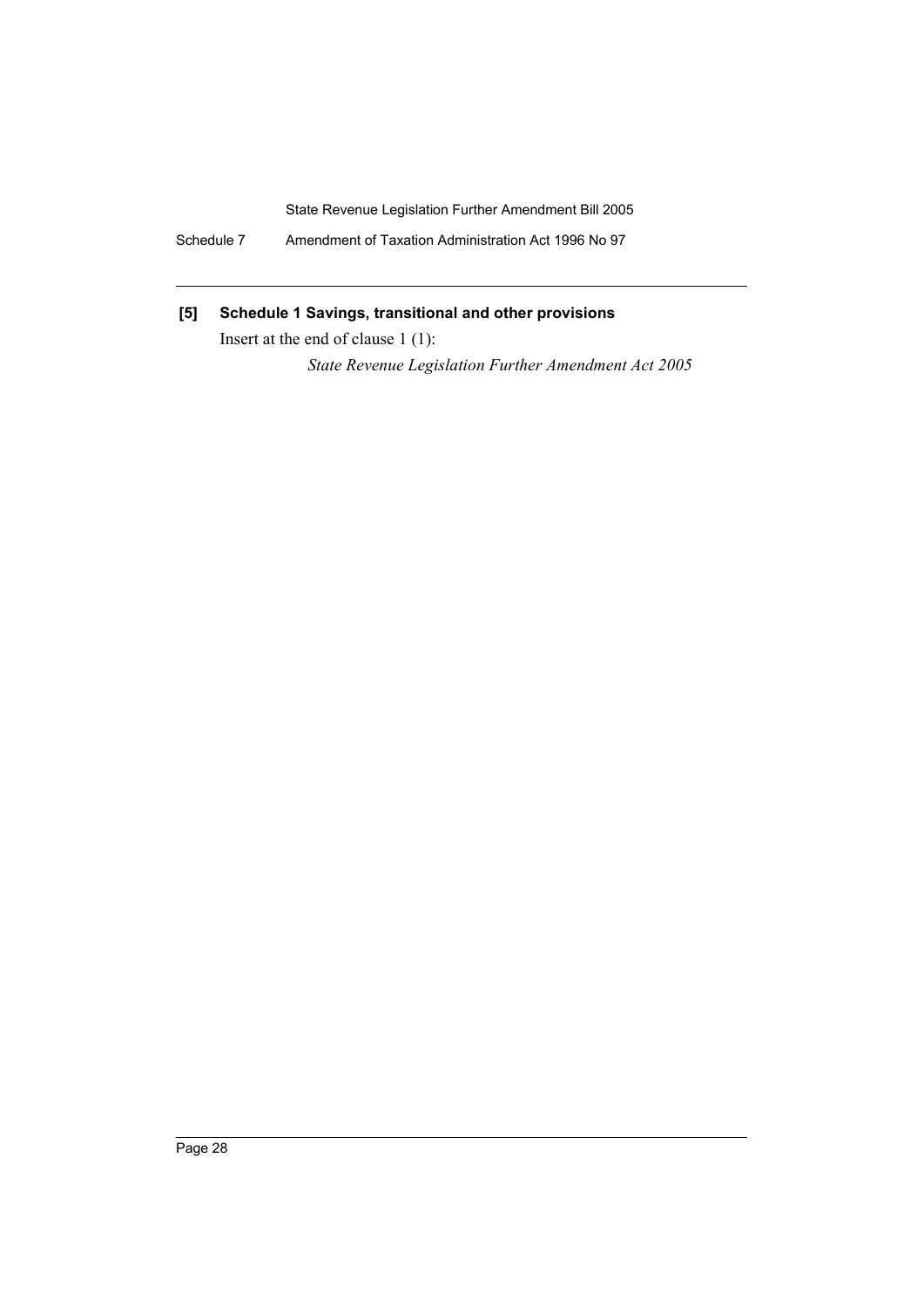**[5] Schedule 1 Savings, transitional and other provisions**

Insert at the end of clause 1 (1):

*State Revenue Legislation Further Amendment Act 2005*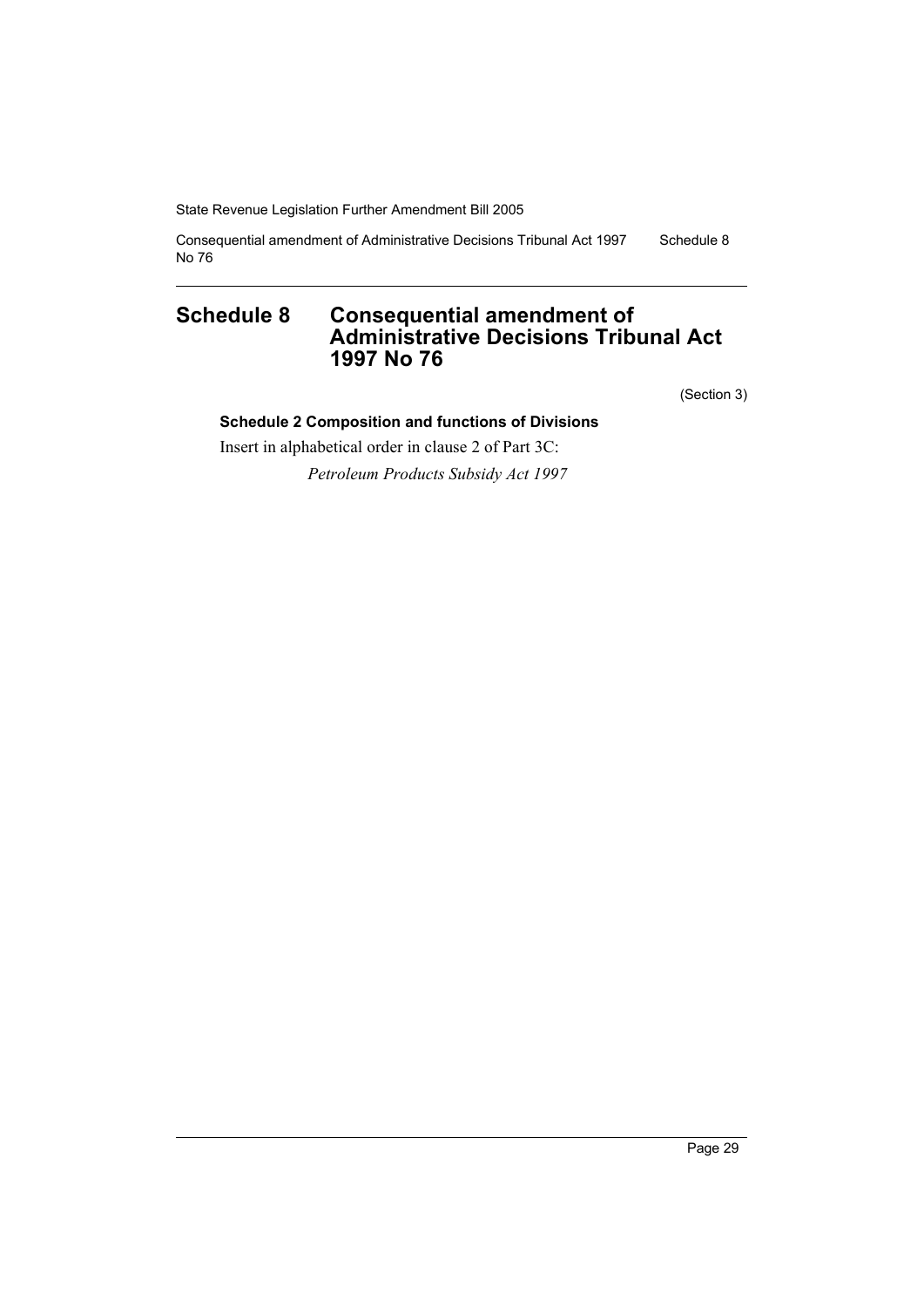# Schedule 8 Consequential amendment of Administrative Decisions Tribunal Act 1997 No 76

(Section 3)

**Schedule 2 Composition and functions of Divisions**

Insert in alphabetical order in clause 2 of Part 3C:

*Petroleum Products Subsidy Act 1997*